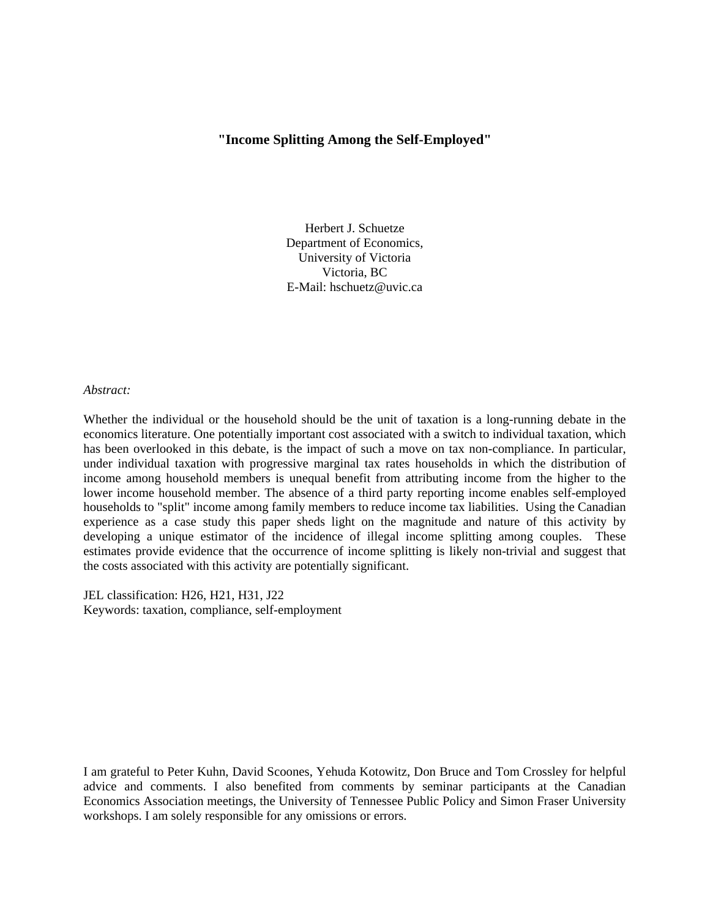# "Income Splitting Among the Self-Employed"

Herbert J. Schuetze
Department of Economics,
University of Victoria
Victoria, BC
E-Mail: hschuetz@uvic.ca

*Abstract:*

Whether the individual or the household should be the unit of taxation is a long-running debate in the economics literature. One potentially important cost associated with a switch to individual taxation, which has been overlooked in this debate, is the impact of such a move on tax non-compliance. In particular, under individual taxation with progressive marginal tax rates households in which the distribution of income among household members is unequal benefit from attributing income from the higher to the lower income household member. The absence of a third party reporting income enables self-employed households to "split" income among family members to reduce income tax liabilities. Using the Canadian experience as a case study this paper sheds light on the magnitude and nature of this activity by developing a unique estimator of the incidence of illegal income splitting among couples. These estimates provide evidence that the occurrence of income splitting is likely non-trivial and suggest that the costs associated with this activity are potentially significant.

JEL classification: H26, H21, H31, J22
Keywords: taxation, compliance, self-employment

I am grateful to Peter Kuhn, David Scoones, Yehuda Kotowitz, Don Bruce and Tom Crossley for helpful advice and comments. I also benefited from comments by seminar participants at the Canadian Economics Association meetings, the University of Tennessee Public Policy and Simon Fraser University workshops. I am solely responsible for any omissions or errors.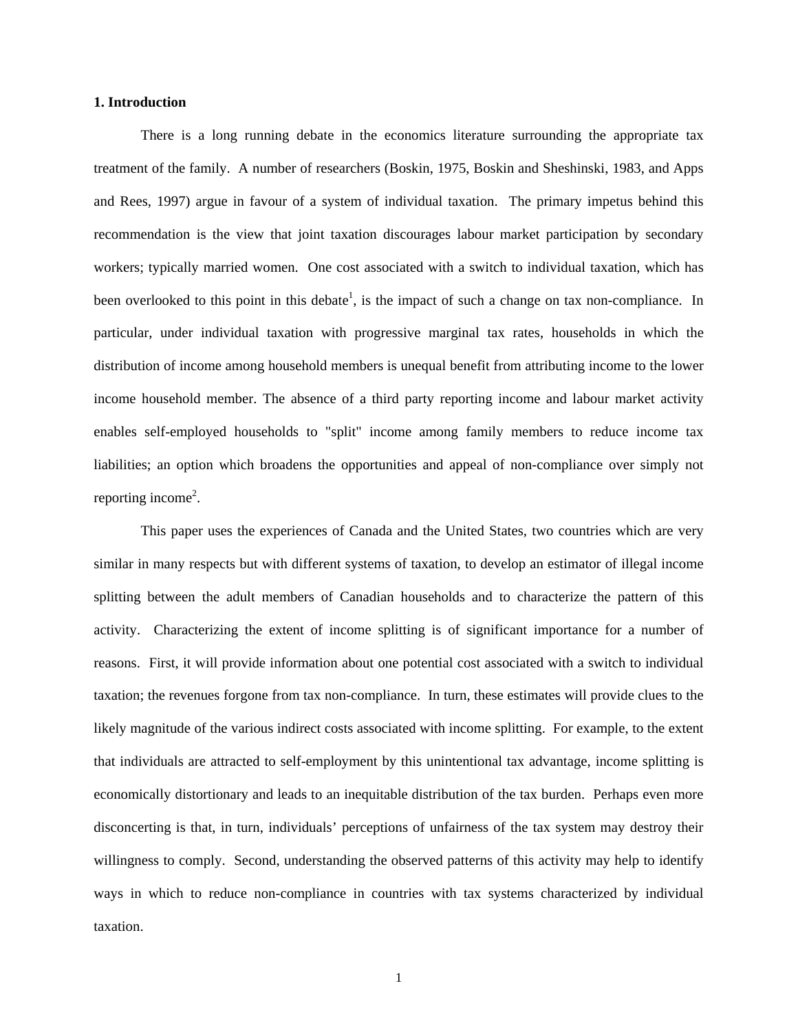## 1. Introduction

There is a long running debate in the economics literature surrounding the appropriate tax treatment of the family. A number of researchers (Boskin, 1975, Boskin and Sheshinski, 1983, and Apps and Rees, 1997) argue in favour of a system of individual taxation. The primary impetus behind this recommendation is the view that joint taxation discourages labour market participation by secondary workers; typically married women. One cost associated with a switch to individual taxation, which has been overlooked to this point in this debate[1], is the impact of such a change on tax non-compliance. In particular, under individual taxation with progressive marginal tax rates, households in which the distribution of income among household members is unequal benefit from attributing income to the lower income household member. The absence of a third party reporting income and labour market activity enables self-employed households to "split" income among family members to reduce income tax liabilities; an option which broadens the opportunities and appeal of non-compliance over simply not reporting income[2].

This paper uses the experiences of Canada and the United States, two countries which are very similar in many respects but with different systems of taxation, to develop an estimator of illegal income splitting between the adult members of Canadian households and to characterize the pattern of this activity. Characterizing the extent of income splitting is of significant importance for a number of reasons. First, it will provide information about one potential cost associated with a switch to individual taxation; the revenues forgone from tax non-compliance. In turn, these estimates will provide clues to the likely magnitude of the various indirect costs associated with income splitting. For example, to the extent that individuals are attracted to self-employment by this unintentional tax advantage, income splitting is economically distortionary and leads to an inequitable distribution of the tax burden. Perhaps even more disconcerting is that, in turn, individuals' perceptions of unfairness of the tax system may destroy their willingness to comply. Second, understanding the observed patterns of this activity may help to identify ways in which to reduce non-compliance in countries with tax systems characterized by individual taxation.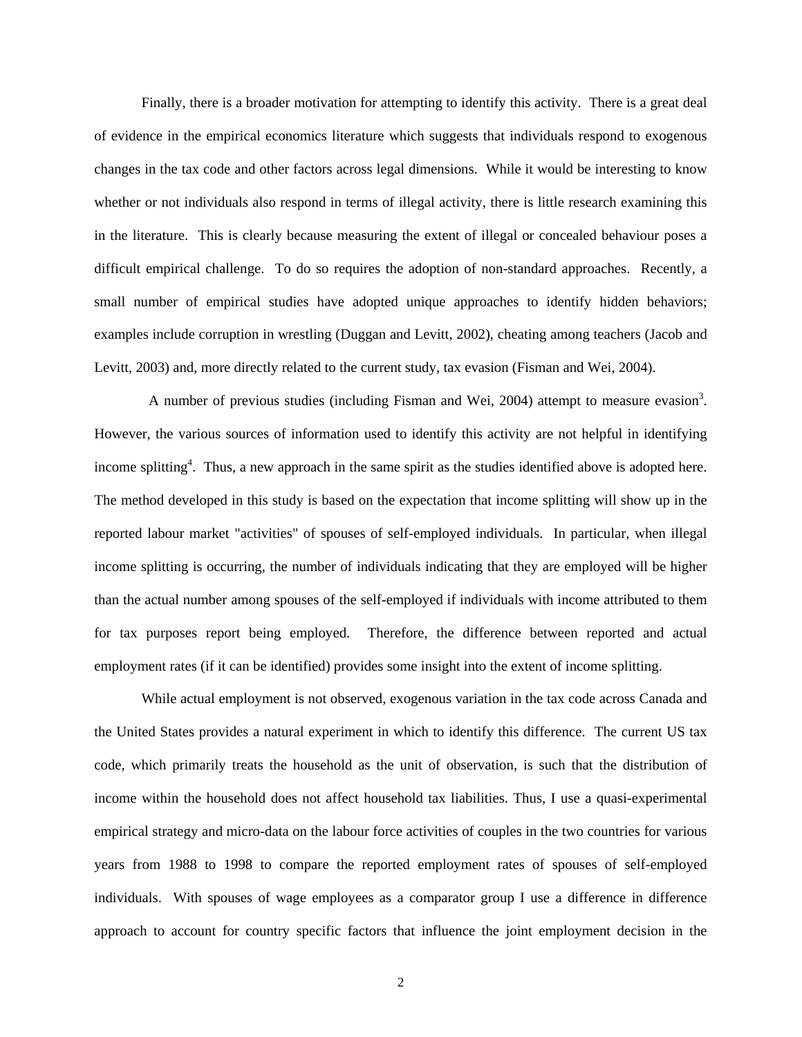Finally, there is a broader motivation for attempting to identify this activity. There is a great deal of evidence in the empirical economics literature which suggests that individuals respond to exogenous changes in the tax code and other factors across legal dimensions. While it would be interesting to know whether or not individuals also respond in terms of illegal activity, there is little research examining this in the literature. This is clearly because measuring the extent of illegal or concealed behaviour poses a difficult empirical challenge. To do so requires the adoption of non-standard approaches. Recently, a small number of empirical studies have adopted unique approaches to identify hidden behaviors; examples include corruption in wrestling (Duggan and Levitt, 2002), cheating among teachers (Jacob and Levitt, 2003) and, more directly related to the current study, tax evasion (Fisman and Wei, 2004).

A number of previous studies (including Fisman and Wei, 2004) attempt to measure evasion[3]. However, the various sources of information used to identify this activity are not helpful in identifying income splitting[4]. Thus, a new approach in the same spirit as the studies identified above is adopted here. The method developed in this study is based on the expectation that income splitting will show up in the reported labour market "activities" of spouses of self-employed individuals. In particular, when illegal income splitting is occurring, the number of individuals indicating that they are employed will be higher than the actual number among spouses of the self-employed if individuals with income attributed to them for tax purposes report being employed. Therefore, the difference between reported and actual employment rates (if it can be identified) provides some insight into the extent of income splitting.

While actual employment is not observed, exogenous variation in the tax code across Canada and the United States provides a natural experiment in which to identify this difference. The current US tax code, which primarily treats the household as the unit of observation, is such that the distribution of income within the household does not affect household tax liabilities. Thus, I use a quasi-experimental empirical strategy and micro-data on the labour force activities of couples in the two countries for various years from 1988 to 1998 to compare the reported employment rates of spouses of self-employed individuals. With spouses of wage employees as a comparator group I use a difference in difference approach to account for country specific factors that influence the joint employment decision in the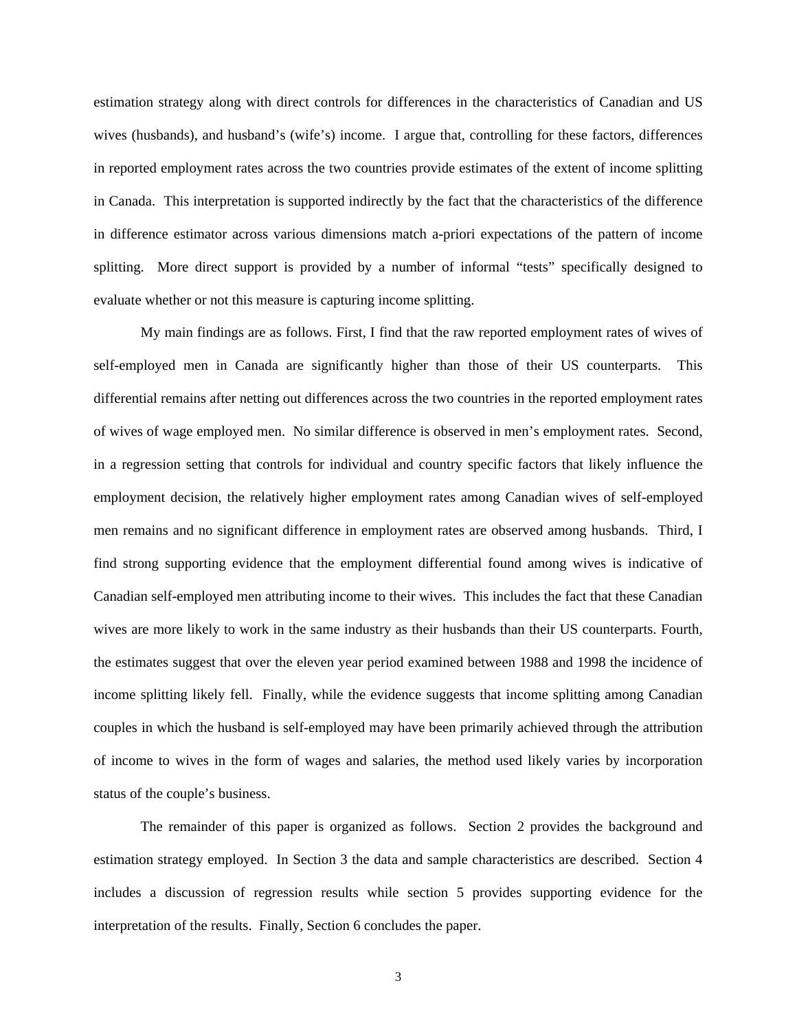estimation strategy along with direct controls for differences in the characteristics of Canadian and US wives (husbands), and husband's (wife's) income. I argue that, controlling for these factors, differences in reported employment rates across the two countries provide estimates of the extent of income splitting in Canada. This interpretation is supported indirectly by the fact that the characteristics of the difference in difference estimator across various dimensions match a-priori expectations of the pattern of income splitting. More direct support is provided by a number of informal "tests" specifically designed to evaluate whether or not this measure is capturing income splitting.

My main findings are as follows. First, I find that the raw reported employment rates of wives of self-employed men in Canada are significantly higher than those of their US counterparts. This differential remains after netting out differences across the two countries in the reported employment rates of wives of wage employed men. No similar difference is observed in men's employment rates. Second, in a regression setting that controls for individual and country specific factors that likely influence the employment decision, the relatively higher employment rates among Canadian wives of self-employed men remains and no significant difference in employment rates are observed among husbands. Third, I find strong supporting evidence that the employment differential found among wives is indicative of Canadian self-employed men attributing income to their wives. This includes the fact that these Canadian wives are more likely to work in the same industry as their husbands than their US counterparts. Fourth, the estimates suggest that over the eleven year period examined between 1988 and 1998 the incidence of income splitting likely fell. Finally, while the evidence suggests that income splitting among Canadian couples in which the husband is self-employed may have been primarily achieved through the attribution of income to wives in the form of wages and salaries, the method used likely varies by incorporation status of the couple's business.

The remainder of this paper is organized as follows. Section 2 provides the background and estimation strategy employed. In Section 3 the data and sample characteristics are described. Section 4 includes a discussion of regression results while section 5 provides supporting evidence for the interpretation of the results. Finally, Section 6 concludes the paper.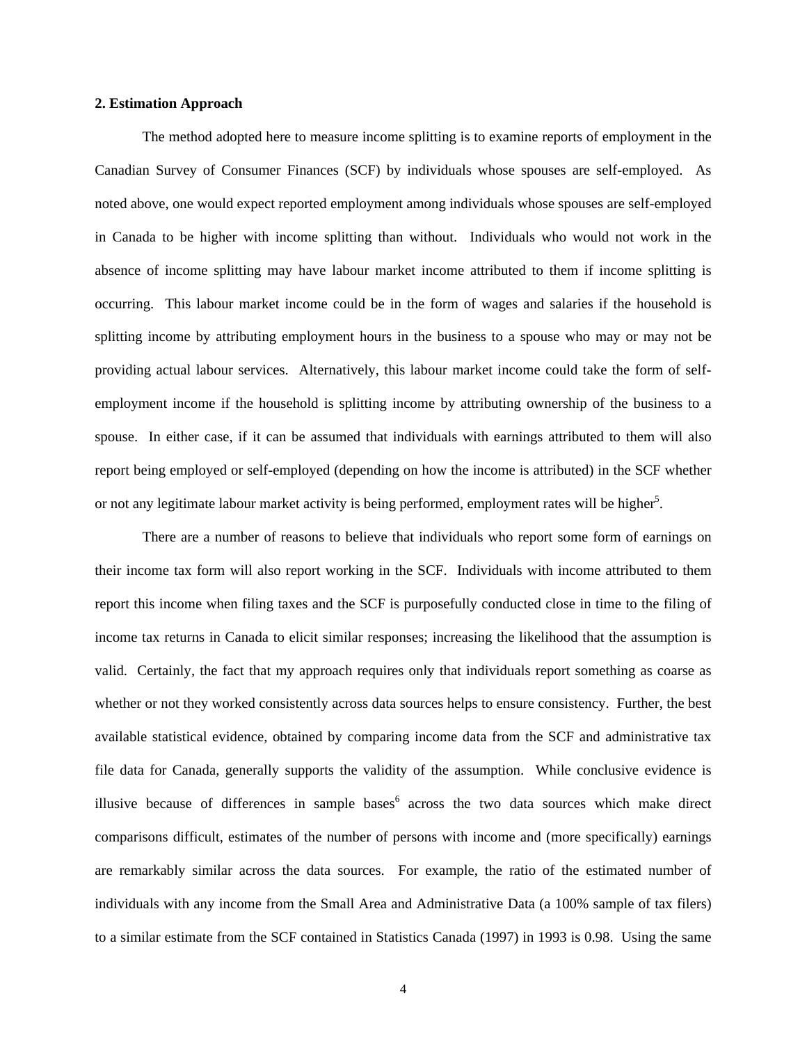## 2. Estimation Approach

The method adopted here to measure income splitting is to examine reports of employment in the Canadian Survey of Consumer Finances (SCF) by individuals whose spouses are self-employed. As noted above, one would expect reported employment among individuals whose spouses are self-employed in Canada to be higher with income splitting than without. Individuals who would not work in the absence of income splitting may have labour market income attributed to them if income splitting is occurring. This labour market income could be in the form of wages and salaries if the household is splitting income by attributing employment hours in the business to a spouse who may or may not be providing actual labour services. Alternatively, this labour market income could take the form of self-employment income if the household is splitting income by attributing ownership of the business to a spouse. In either case, if it can be assumed that individuals with earnings attributed to them will also report being employed or self-employed (depending on how the income is attributed) in the SCF whether or not any legitimate labour market activity is being performed, employment rates will be higher[5].

There are a number of reasons to believe that individuals who report some form of earnings on their income tax form will also report working in the SCF. Individuals with income attributed to them report this income when filing taxes and the SCF is purposefully conducted close in time to the filing of income tax returns in Canada to elicit similar responses; increasing the likelihood that the assumption is valid. Certainly, the fact that my approach requires only that individuals report something as coarse as whether or not they worked consistently across data sources helps to ensure consistency. Further, the best available statistical evidence, obtained by comparing income data from the SCF and administrative tax file data for Canada, generally supports the validity of the assumption. While conclusive evidence is illusive because of differences in sample bases[6] across the two data sources which make direct comparisons difficult, estimates of the number of persons with income and (more specifically) earnings are remarkably similar across the data sources. For example, the ratio of the estimated number of individuals with any income from the Small Area and Administrative Data (a 100% sample of tax filers) to a similar estimate from the SCF contained in Statistics Canada (1997) in 1993 is 0.98. Using the same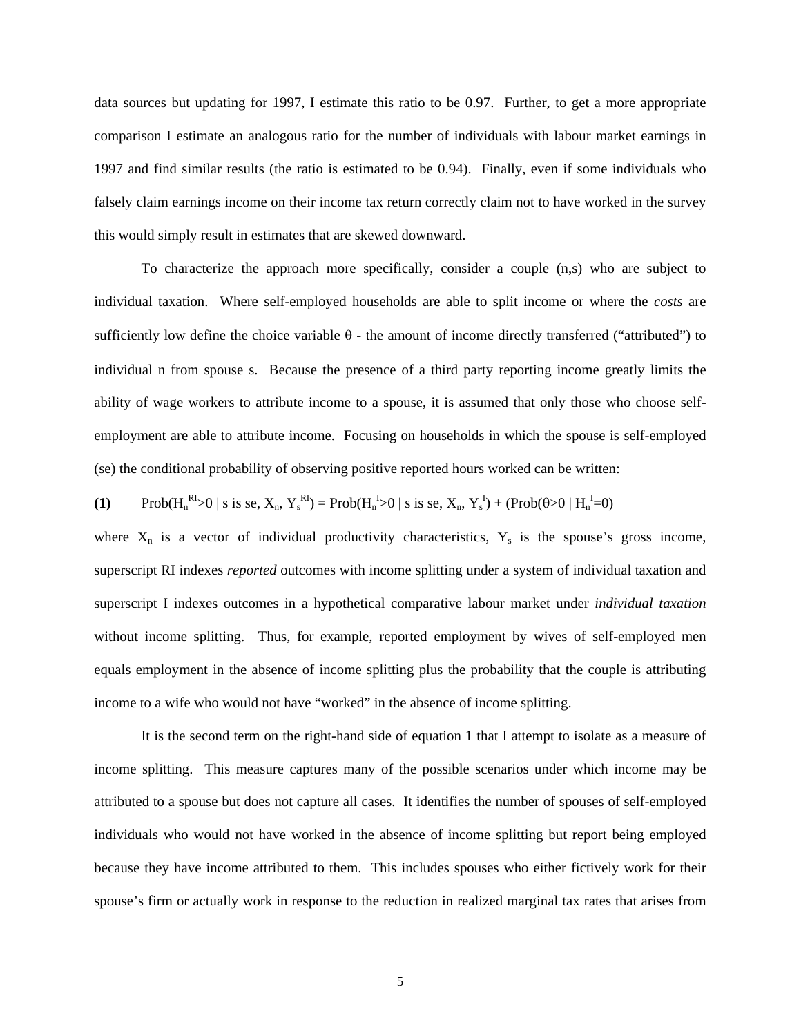data sources but updating for 1997, I estimate this ratio to be 0.97. Further, to get a more appropriate comparison I estimate an analogous ratio for the number of individuals with labour market earnings in 1997 and find similar results (the ratio is estimated to be 0.94). Finally, even if some individuals who falsely claim earnings income on their income tax return correctly claim not to have worked in the survey this would simply result in estimates that are skewed downward.

To characterize the approach more specifically, consider a couple (n,s) who are subject to individual taxation. Where self-employed households are able to split income or where the *costs* are sufficiently low define the choice variable $\theta$ - the amount of income directly transferred ("attributed") to individual n from spouse s. Because the presence of a third party reporting income greatly limits the ability of wage workers to attribute income to a spouse, it is assumed that only those who choose self-employment are able to attribute income. Focusing on households in which the spouse is self-employed (se) the conditional probability of observing positive reported hours worked can be written:

**(1)** $\text{Prob}(H_n^{RI}>0 \mid \text{s is se}, X_n, Y_s^{RI}) = \text{Prob}(H_n^{I}>0 \mid \text{s is se}, X_n, Y_s^{I}) + (\text{Prob}(\theta>0 \mid H_n^{I}=0)$

where $X_n$ is a vector of individual productivity characteristics, $Y_s$ is the spouse's gross income, superscript RI indexes *reported* outcomes with income splitting under a system of individual taxation and superscript I indexes outcomes in a hypothetical comparative labour market under *individual taxation* without income splitting. Thus, for example, reported employment by wives of self-employed men equals employment in the absence of income splitting plus the probability that the couple is attributing income to a wife who would not have "worked" in the absence of income splitting.

It is the second term on the right-hand side of equation 1 that I attempt to isolate as a measure of income splitting. This measure captures many of the possible scenarios under which income may be attributed to a spouse but does not capture all cases. It identifies the number of spouses of self-employed individuals who would not have worked in the absence of income splitting but report being employed because they have income attributed to them. This includes spouses who either fictively work for their spouse's firm or actually work in response to the reduction in realized marginal tax rates that arises from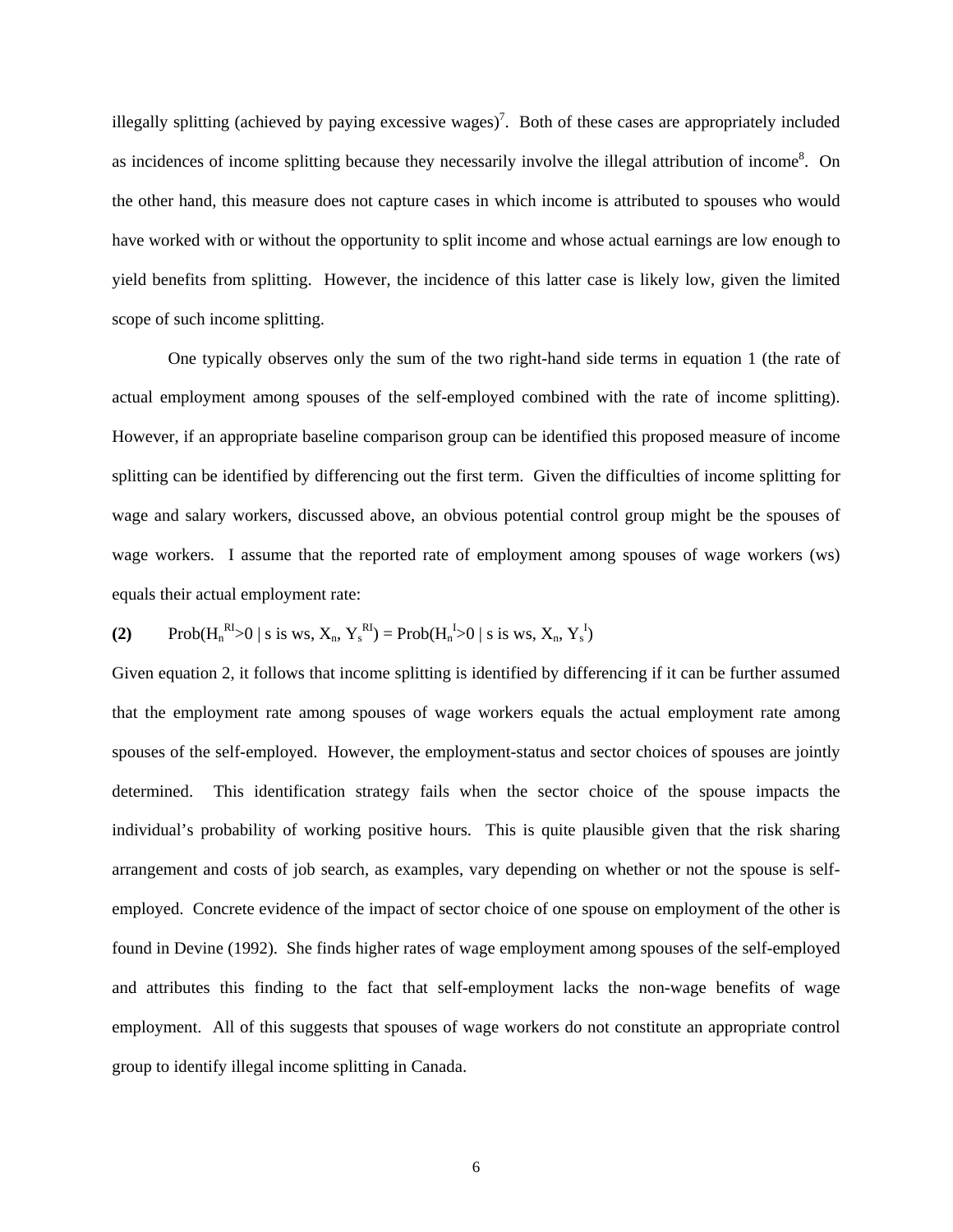illegally splitting (achieved by paying excessive wages)[7]. Both of these cases are appropriately included as incidences of income splitting because they necessarily involve the illegal attribution of income[8]. On the other hand, this measure does not capture cases in which income is attributed to spouses who would have worked with or without the opportunity to split income and whose actual earnings are low enough to yield benefits from splitting. However, the incidence of this latter case is likely low, given the limited scope of such income splitting.

One typically observes only the sum of the two right-hand side terms in equation 1 (the rate of actual employment among spouses of the self-employed combined with the rate of income splitting). However, if an appropriate baseline comparison group can be identified this proposed measure of income splitting can be identified by differencing out the first term. Given the difficulties of income splitting for wage and salary workers, discussed above, an obvious potential control group might be the spouses of wage workers. I assume that the reported rate of employment among spouses of wage workers (ws) equals their actual employment rate:

**(2)** $\text{Prob}(H_n^{RI}>0 \mid s \text{ is ws}, X_n, Y_s^{RI}) = \text{Prob}(H_n^{I}>0 \mid s \text{ is ws}, X_n, Y_s^{I})$

Given equation 2, it follows that income splitting is identified by differencing if it can be further assumed that the employment rate among spouses of wage workers equals the actual employment rate among spouses of the self-employed. However, the employment-status and sector choices of spouses are jointly determined. This identification strategy fails when the sector choice of the spouse impacts the individual's probability of working positive hours. This is quite plausible given that the risk sharing arrangement and costs of job search, as examples, vary depending on whether or not the spouse is self-employed. Concrete evidence of the impact of sector choice of one spouse on employment of the other is found in Devine (1992). She finds higher rates of wage employment among spouses of the self-employed and attributes this finding to the fact that self-employment lacks the non-wage benefits of wage employment. All of this suggests that spouses of wage workers do not constitute an appropriate control group to identify illegal income splitting in Canada.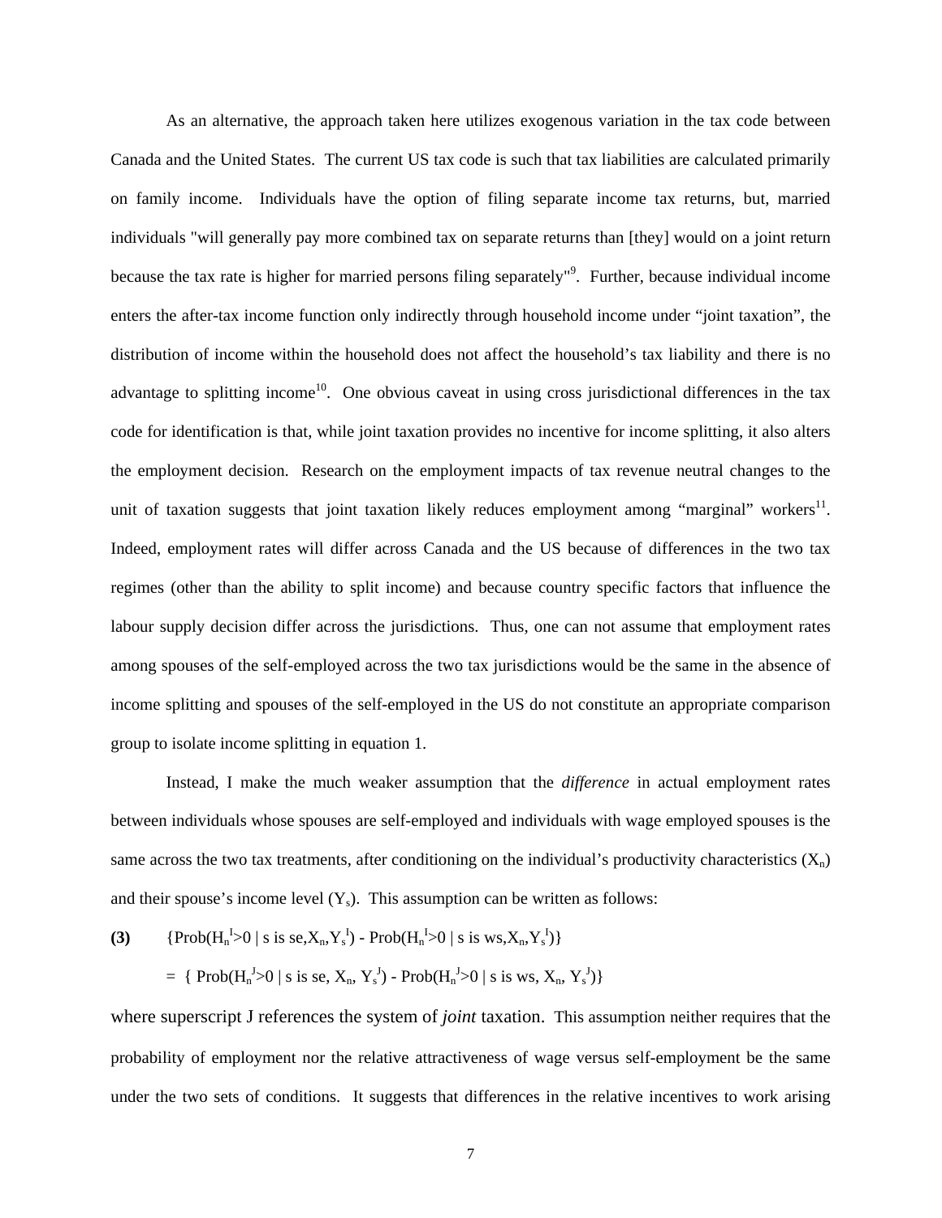As an alternative, the approach taken here utilizes exogenous variation in the tax code between Canada and the United States. The current US tax code is such that tax liabilities are calculated primarily on family income. Individuals have the option of filing separate income tax returns, but, married individuals "will generally pay more combined tax on separate returns than [they] would on a joint return because the tax rate is higher for married persons filing separately"[9]. Further, because individual income enters the after-tax income function only indirectly through household income under “joint taxation”, the distribution of income within the household does not affect the household’s tax liability and there is no advantage to splitting income[10]. One obvious caveat in using cross jurisdictional differences in the tax code for identification is that, while joint taxation provides no incentive for income splitting, it also alters the employment decision. Research on the employment impacts of tax revenue neutral changes to the unit of taxation suggests that joint taxation likely reduces employment among “marginal” workers[11]. Indeed, employment rates will differ across Canada and the US because of differences in the two tax regimes (other than the ability to split income) and because country specific factors that influence the labour supply decision differ across the jurisdictions. Thus, one can not assume that employment rates among spouses of the self-employed across the two tax jurisdictions would be the same in the absence of income splitting and spouses of the self-employed in the US do not constitute an appropriate comparison group to isolate income splitting in equation 1.

Instead, I make the much weaker assumption that the *difference* in actual employment rates between individuals whose spouses are self-employed and individuals with wage employed spouses is the same across the two tax treatments, after conditioning on the individual’s productivity characteristics ($X_n$) and their spouse’s income level ($Y_s$). This assumption can be written as follows:

$$\textbf{(3)} \qquad \{\text{Prob}(H_n^I>0 \mid s \text{ is se}, X_n, Y_s^I) - \text{Prob}(H_n^I>0 \mid s \text{ is ws}, X_n, Y_s^I)\}$$

$$= \{\text{Prob}(H_n^J>0 \mid s \text{ is se}, X_n, Y_s^J) - \text{Prob}(H_n^J>0 \mid s \text{ is ws}, X_n, Y_s^J)\}$$

where superscript J references the system of *joint* taxation. This assumption neither requires that the probability of employment nor the relative attractiveness of wage versus self-employment be the same under the two sets of conditions. It suggests that differences in the relative incentives to work arising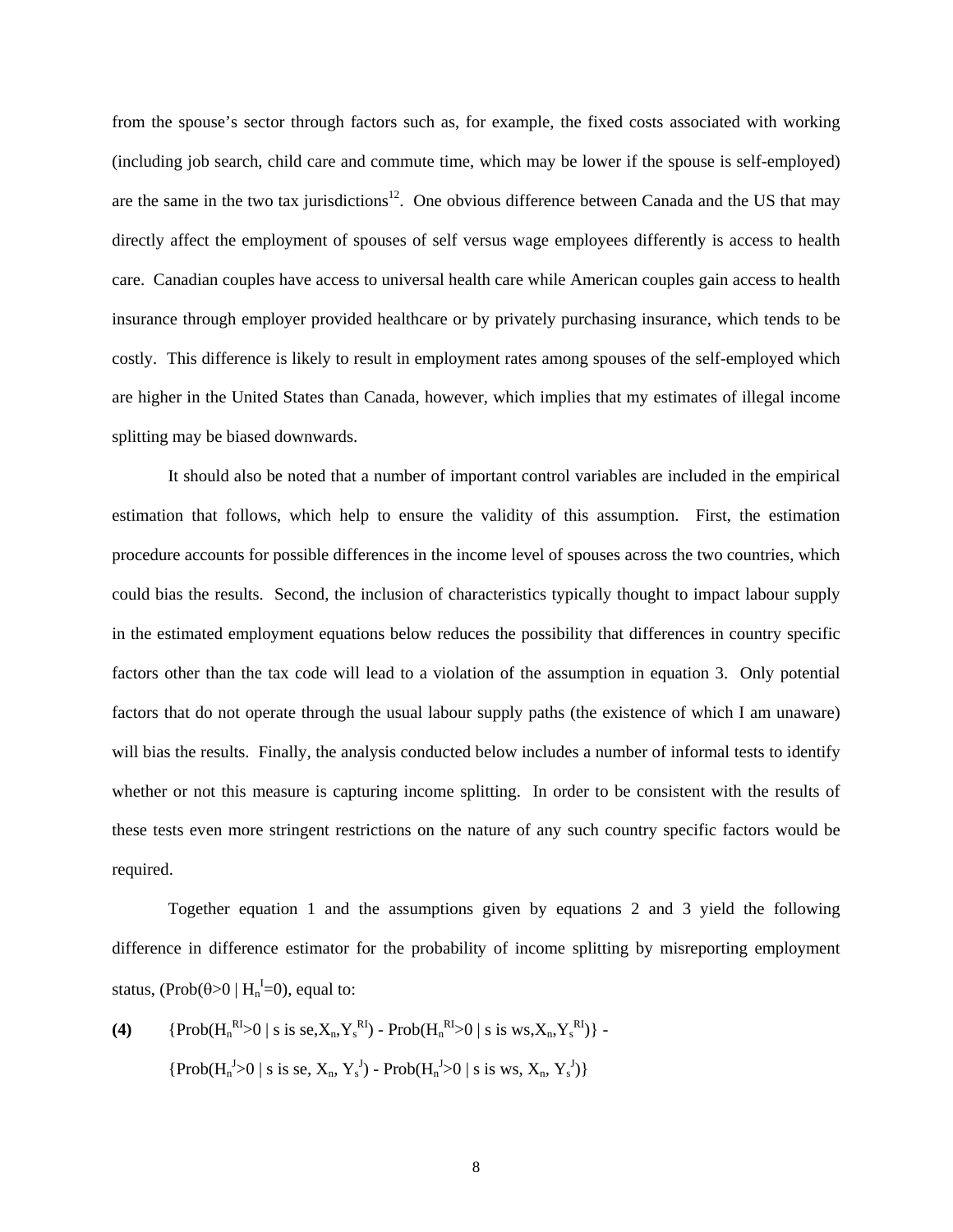from the spouse's sector through factors such as, for example, the fixed costs associated with working (including job search, child care and commute time, which may be lower if the spouse is self-employed) are the same in the two tax jurisdictions[12]. One obvious difference between Canada and the US that may directly affect the employment of spouses of self versus wage employees differently is access to health care. Canadian couples have access to universal health care while American couples gain access to health insurance through employer provided healthcare or by privately purchasing insurance, which tends to be costly. This difference is likely to result in employment rates among spouses of the self-employed which are higher in the United States than Canada, however, which implies that my estimates of illegal income splitting may be biased downwards.

It should also be noted that a number of important control variables are included in the empirical estimation that follows, which help to ensure the validity of this assumption. First, the estimation procedure accounts for possible differences in the income level of spouses across the two countries, which could bias the results. Second, the inclusion of characteristics typically thought to impact labour supply in the estimated employment equations below reduces the possibility that differences in country specific factors other than the tax code will lead to a violation of the assumption in equation 3. Only potential factors that do not operate through the usual labour supply paths (the existence of which I am unaware) will bias the results. Finally, the analysis conducted below includes a number of informal tests to identify whether or not this measure is capturing income splitting. In order to be consistent with the results of these tests even more stringent restrictions on the nature of any such country specific factors would be required.

Together equation 1 and the assumptions given by equations 2 and 3 yield the following difference in difference estimator for the probability of income splitting by misreporting employment status, ($Prob(\theta>0 \mid H_n^I=0)$), equal to:

**(4)** $\{Prob(H_n^{RI}>0 \mid s \text{ is se}, X_n, Y_s^{RI}) - Prob(H_n^{RI}>0 \mid s \text{ is ws}, X_n, Y_s^{RI})\}$ -

$\{Prob(H_n^{J}>0 \mid s \text{ is se}, X_n, Y_s^{J}) - Prob(H_n^{J}>0 \mid s \text{ is ws}, X_n, Y_s^{J})\}$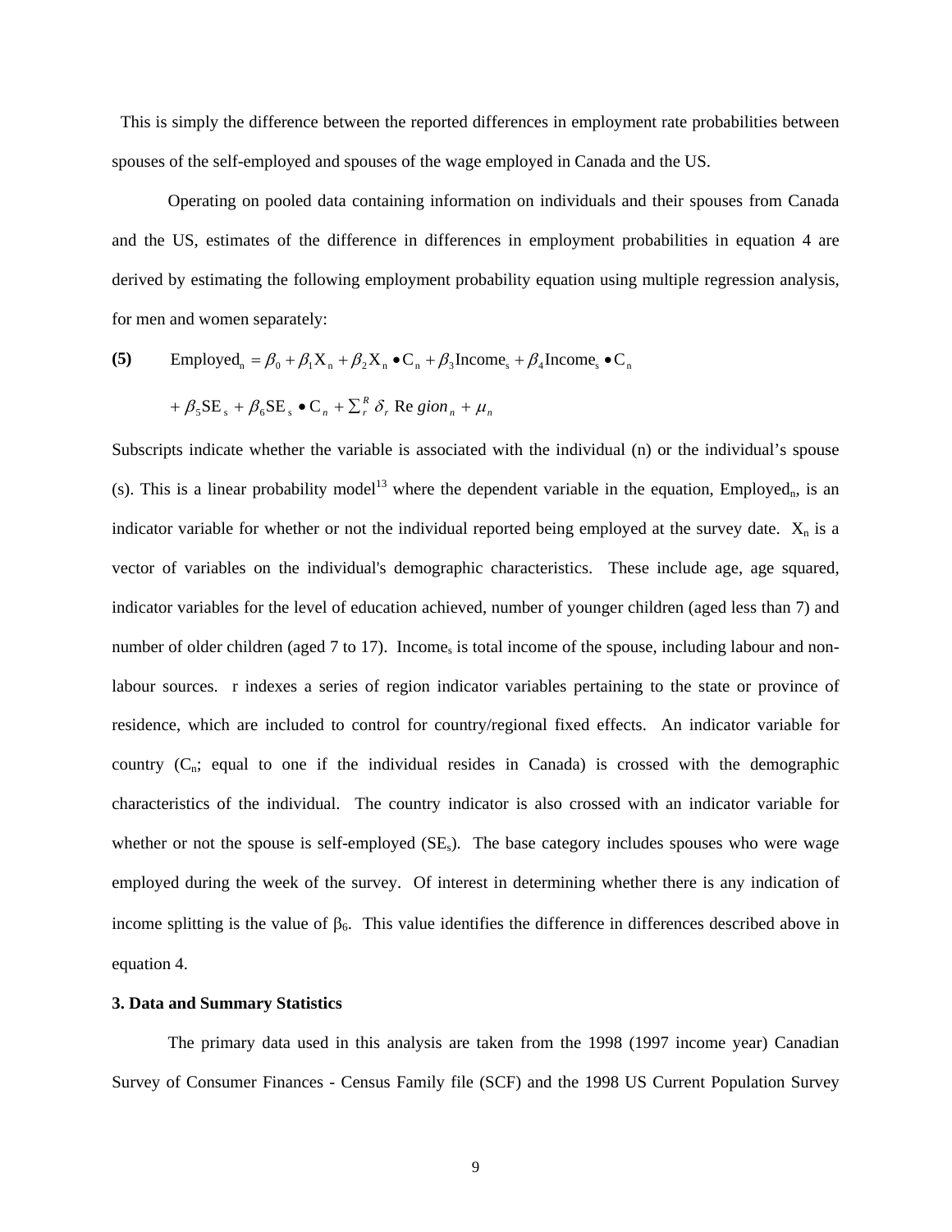This is simply the difference between the reported differences in employment rate probabilities between spouses of the self-employed and spouses of the wage employed in Canada and the US.

Operating on pooled data containing information on individuals and their spouses from Canada and the US, estimates of the difference in differences in employment probabilities in equation 4 are derived by estimating the following employment probability equation using multiple regression analysis, for men and women separately:

$$\textbf{(5)} \qquad \text{Employed}_n = \beta_0 + \beta_1 \text{X}_n + \beta_2 \text{X}_n \bullet \text{C}_n + \beta_3 \text{Income}_s + \beta_4 \text{Income}_s \bullet \text{C}_n$$

$$+ \beta_5 \text{SE}_s + \beta_6 \text{SE}_s \bullet \text{C}_n + \textstyle\sum_r^R \delta_r \, \text{Region}_n + \mu_n$$

Subscripts indicate whether the variable is associated with the individual (n) or the individual's spouse (s). This is a linear probability model[13] where the dependent variable in the equation, $\text{Employed}_n$, is an indicator variable for whether or not the individual reported being employed at the survey date. $\text{X}_n$ is a vector of variables on the individual's demographic characteristics. These include age, age squared, indicator variables for the level of education achieved, number of younger children (aged less than 7) and number of older children (aged 7 to 17). $\text{Income}_s$ is total income of the spouse, including labour and non-labour sources. r indexes a series of region indicator variables pertaining to the state or province of residence, which are included to control for country/regional fixed effects. An indicator variable for country ($\text{C}_n$; equal to one if the individual resides in Canada) is crossed with the demographic characteristics of the individual. The country indicator is also crossed with an indicator variable for whether or not the spouse is self-employed ($\text{SE}_s$). The base category includes spouses who were wage employed during the week of the survey. Of interest in determining whether there is any indication of income splitting is the value of $\beta_6$. This value identifies the difference in differences described above in equation 4.

### 3. Data and Summary Statistics

The primary data used in this analysis are taken from the 1998 (1997 income year) Canadian Survey of Consumer Finances - Census Family file (SCF) and the 1998 US Current Population Survey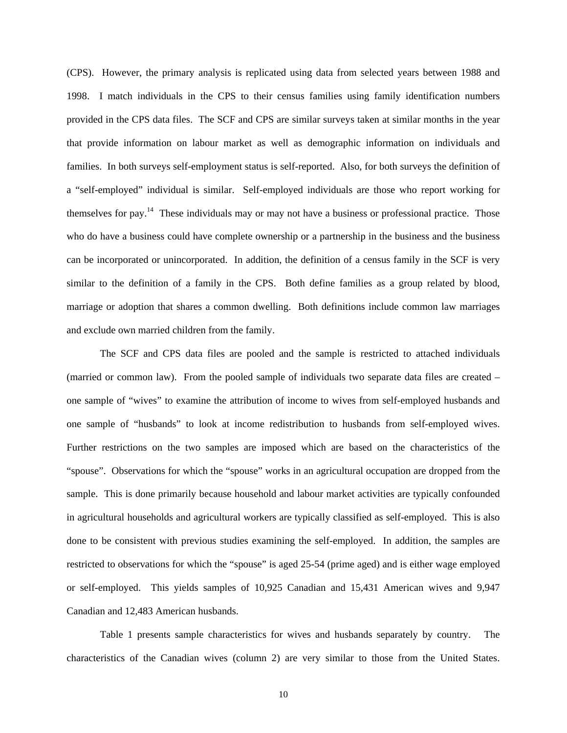(CPS). However, the primary analysis is replicated using data from selected years between 1988 and 1998. I match individuals in the CPS to their census families using family identification numbers provided in the CPS data files. The SCF and CPS are similar surveys taken at similar months in the year that provide information on labour market as well as demographic information on individuals and families. In both surveys self-employment status is self-reported. Also, for both surveys the definition of a "self-employed" individual is similar. Self-employed individuals are those who report working for themselves for pay.[14] These individuals may or may not have a business or professional practice. Those who do have a business could have complete ownership or a partnership in the business and the business can be incorporated or unincorporated. In addition, the definition of a census family in the SCF is very similar to the definition of a family in the CPS. Both define families as a group related by blood, marriage or adoption that shares a common dwelling. Both definitions include common law marriages and exclude own married children from the family.

The SCF and CPS data files are pooled and the sample is restricted to attached individuals (married or common law). From the pooled sample of individuals two separate data files are created – one sample of "wives" to examine the attribution of income to wives from self-employed husbands and one sample of "husbands" to look at income redistribution to husbands from self-employed wives. Further restrictions on the two samples are imposed which are based on the characteristics of the "spouse". Observations for which the "spouse" works in an agricultural occupation are dropped from the sample. This is done primarily because household and labour market activities are typically confounded in agricultural households and agricultural workers are typically classified as self-employed. This is also done to be consistent with previous studies examining the self-employed. In addition, the samples are restricted to observations for which the "spouse" is aged 25-54 (prime aged) and is either wage employed or self-employed. This yields samples of 10,925 Canadian and 15,431 American wives and 9,947 Canadian and 12,483 American husbands.

Table 1 presents sample characteristics for wives and husbands separately by country. The characteristics of the Canadian wives (column 2) are very similar to those from the United States.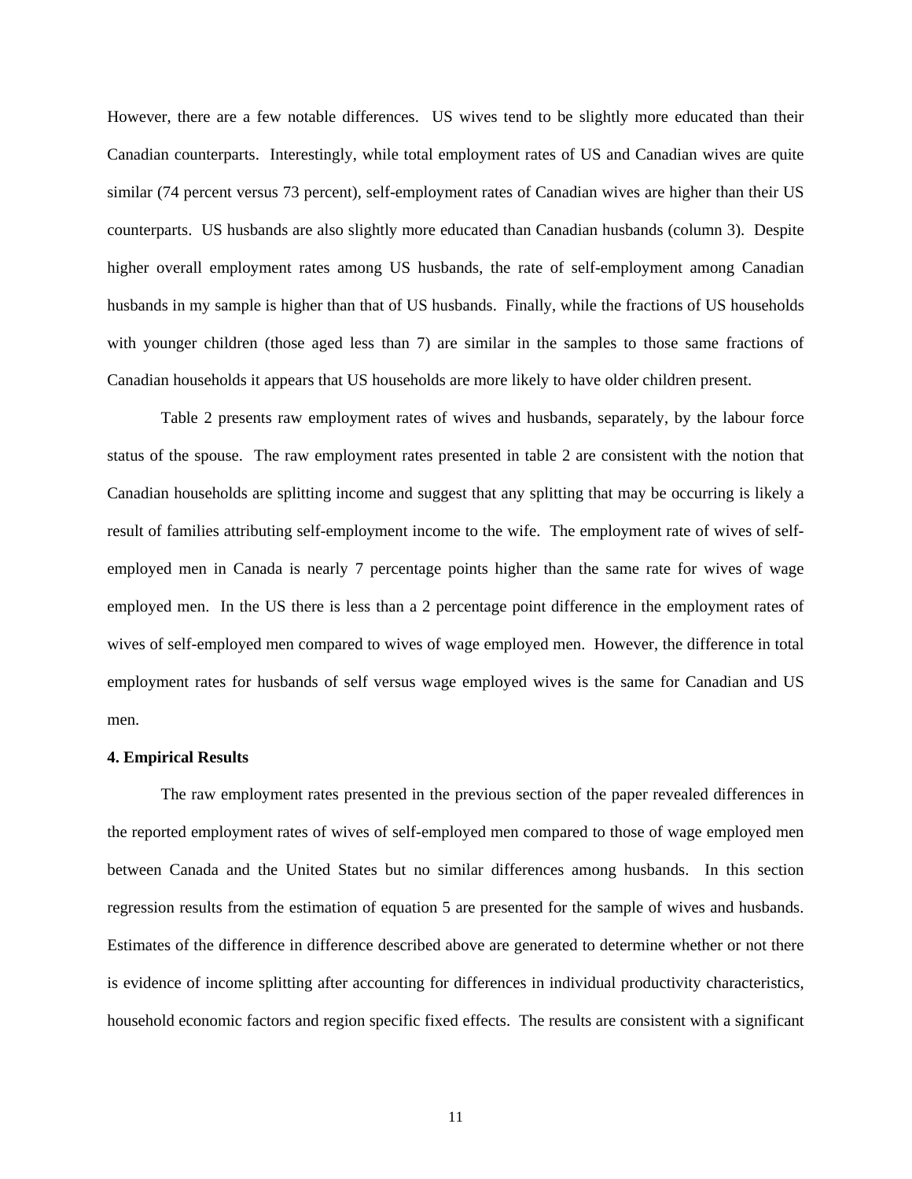However, there are a few notable differences. US wives tend to be slightly more educated than their Canadian counterparts. Interestingly, while total employment rates of US and Canadian wives are quite similar (74 percent versus 73 percent), self-employment rates of Canadian wives are higher than their US counterparts. US husbands are also slightly more educated than Canadian husbands (column 3). Despite higher overall employment rates among US husbands, the rate of self-employment among Canadian husbands in my sample is higher than that of US husbands. Finally, while the fractions of US households with younger children (those aged less than 7) are similar in the samples to those same fractions of Canadian households it appears that US households are more likely to have older children present.

Table 2 presents raw employment rates of wives and husbands, separately, by the labour force status of the spouse. The raw employment rates presented in table 2 are consistent with the notion that Canadian households are splitting income and suggest that any splitting that may be occurring is likely a result of families attributing self-employment income to the wife. The employment rate of wives of self-employed men in Canada is nearly 7 percentage points higher than the same rate for wives of wage employed men. In the US there is less than a 2 percentage point difference in the employment rates of wives of self-employed men compared to wives of wage employed men. However, the difference in total employment rates for husbands of self versus wage employed wives is the same for Canadian and US men.

**4. Empirical Results**

The raw employment rates presented in the previous section of the paper revealed differences in the reported employment rates of wives of self-employed men compared to those of wage employed men between Canada and the United States but no similar differences among husbands. In this section regression results from the estimation of equation 5 are presented for the sample of wives and husbands. Estimates of the difference in difference described above are generated to determine whether or not there is evidence of income splitting after accounting for differences in individual productivity characteristics, household economic factors and region specific fixed effects. The results are consistent with a significant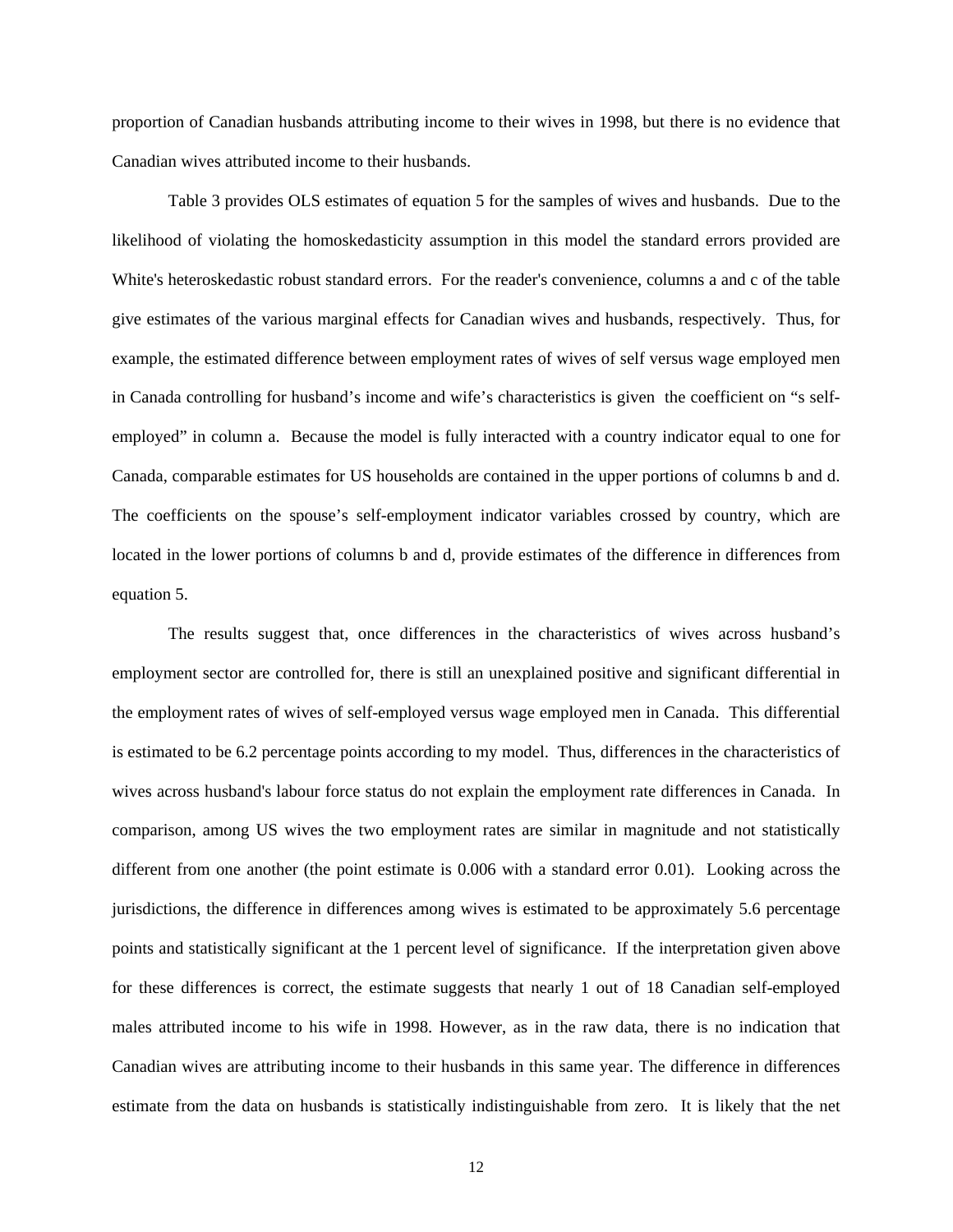proportion of Canadian husbands attributing income to their wives in 1998, but there is no evidence that Canadian wives attributed income to their husbands.

Table 3 provides OLS estimates of equation 5 for the samples of wives and husbands. Due to the likelihood of violating the homoskedasticity assumption in this model the standard errors provided are White's heteroskedastic robust standard errors. For the reader's convenience, columns a and c of the table give estimates of the various marginal effects for Canadian wives and husbands, respectively. Thus, for example, the estimated difference between employment rates of wives of self versus wage employed men in Canada controlling for husband's income and wife's characteristics is given the coefficient on "s self-employed" in column a. Because the model is fully interacted with a country indicator equal to one for Canada, comparable estimates for US households are contained in the upper portions of columns b and d. The coefficients on the spouse's self-employment indicator variables crossed by country, which are located in the lower portions of columns b and d, provide estimates of the difference in differences from equation 5.

The results suggest that, once differences in the characteristics of wives across husband's employment sector are controlled for, there is still an unexplained positive and significant differential in the employment rates of wives of self-employed versus wage employed men in Canada. This differential is estimated to be 6.2 percentage points according to my model. Thus, differences in the characteristics of wives across husband's labour force status do not explain the employment rate differences in Canada. In comparison, among US wives the two employment rates are similar in magnitude and not statistically different from one another (the point estimate is 0.006 with a standard error 0.01). Looking across the jurisdictions, the difference in differences among wives is estimated to be approximately 5.6 percentage points and statistically significant at the 1 percent level of significance. If the interpretation given above for these differences is correct, the estimate suggests that nearly 1 out of 18 Canadian self-employed males attributed income to his wife in 1998. However, as in the raw data, there is no indication that Canadian wives are attributing income to their husbands in this same year. The difference in differences estimate from the data on husbands is statistically indistinguishable from zero. It is likely that the net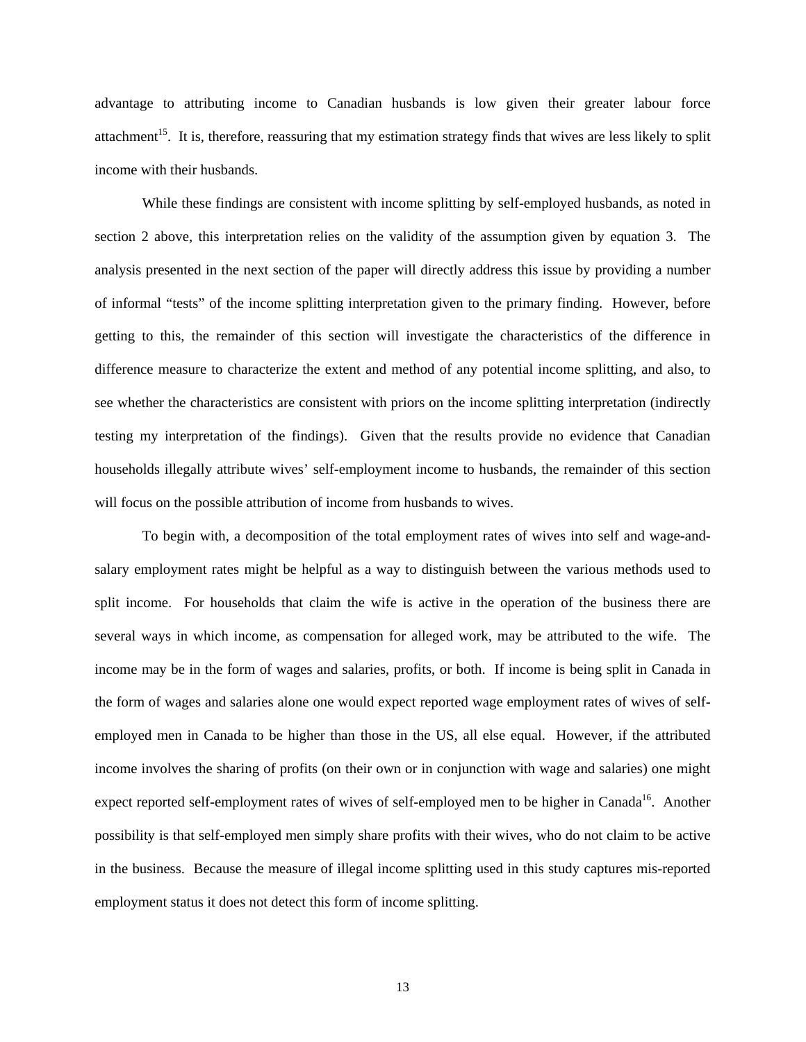advantage to attributing income to Canadian husbands is low given their greater labour force attachment[15]. It is, therefore, reassuring that my estimation strategy finds that wives are less likely to split income with their husbands.

While these findings are consistent with income splitting by self-employed husbands, as noted in section 2 above, this interpretation relies on the validity of the assumption given by equation 3. The analysis presented in the next section of the paper will directly address this issue by providing a number of informal "tests" of the income splitting interpretation given to the primary finding. However, before getting to this, the remainder of this section will investigate the characteristics of the difference in difference measure to characterize the extent and method of any potential income splitting, and also, to see whether the characteristics are consistent with priors on the income splitting interpretation (indirectly testing my interpretation of the findings). Given that the results provide no evidence that Canadian households illegally attribute wives' self-employment income to husbands, the remainder of this section will focus on the possible attribution of income from husbands to wives.

To begin with, a decomposition of the total employment rates of wives into self and wage-and-salary employment rates might be helpful as a way to distinguish between the various methods used to split income. For households that claim the wife is active in the operation of the business there are several ways in which income, as compensation for alleged work, may be attributed to the wife. The income may be in the form of wages and salaries, profits, or both. If income is being split in Canada in the form of wages and salaries alone one would expect reported wage employment rates of wives of self-employed men in Canada to be higher than those in the US, all else equal. However, if the attributed income involves the sharing of profits (on their own or in conjunction with wage and salaries) one might expect reported self-employment rates of wives of self-employed men to be higher in Canada[16]. Another possibility is that self-employed men simply share profits with their wives, who do not claim to be active in the business. Because the measure of illegal income splitting used in this study captures mis-reported employment status it does not detect this form of income splitting.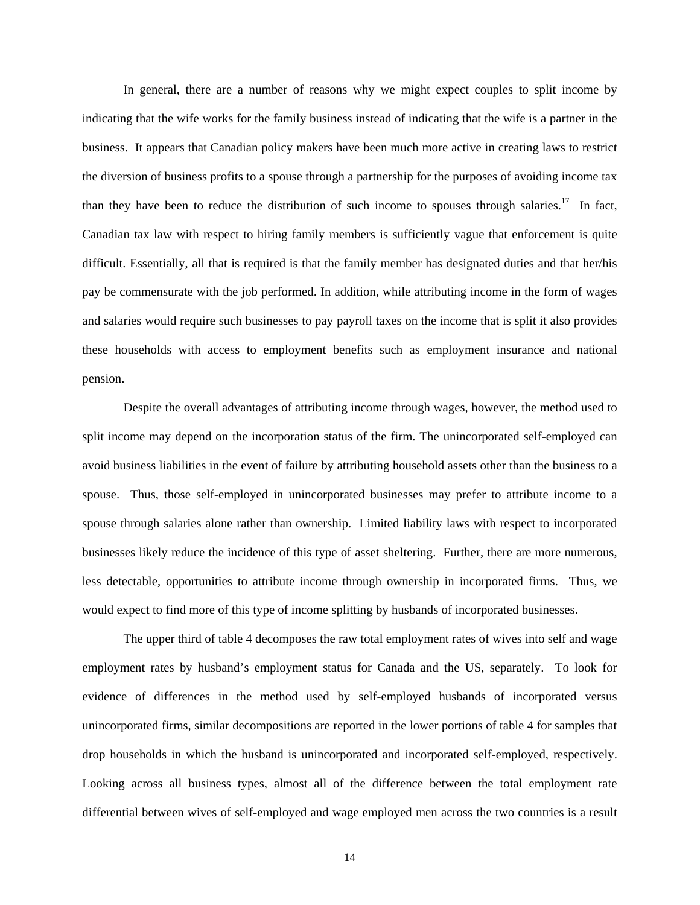In general, there are a number of reasons why we might expect couples to split income by indicating that the wife works for the family business instead of indicating that the wife is a partner in the business. It appears that Canadian policy makers have been much more active in creating laws to restrict the diversion of business profits to a spouse through a partnership for the purposes of avoiding income tax than they have been to reduce the distribution of such income to spouses through salaries.[17] In fact, Canadian tax law with respect to hiring family members is sufficiently vague that enforcement is quite difficult. Essentially, all that is required is that the family member has designated duties and that her/his pay be commensurate with the job performed. In addition, while attributing income in the form of wages and salaries would require such businesses to pay payroll taxes on the income that is split it also provides these households with access to employment benefits such as employment insurance and national pension.

Despite the overall advantages of attributing income through wages, however, the method used to split income may depend on the incorporation status of the firm. The unincorporated self-employed can avoid business liabilities in the event of failure by attributing household assets other than the business to a spouse. Thus, those self-employed in unincorporated businesses may prefer to attribute income to a spouse through salaries alone rather than ownership. Limited liability laws with respect to incorporated businesses likely reduce the incidence of this type of asset sheltering. Further, there are more numerous, less detectable, opportunities to attribute income through ownership in incorporated firms. Thus, we would expect to find more of this type of income splitting by husbands of incorporated businesses.

The upper third of table 4 decomposes the raw total employment rates of wives into self and wage employment rates by husband's employment status for Canada and the US, separately. To look for evidence of differences in the method used by self-employed husbands of incorporated versus unincorporated firms, similar decompositions are reported in the lower portions of table 4 for samples that drop households in which the husband is unincorporated and incorporated self-employed, respectively. Looking across all business types, almost all of the difference between the total employment rate differential between wives of self-employed and wage employed men across the two countries is a result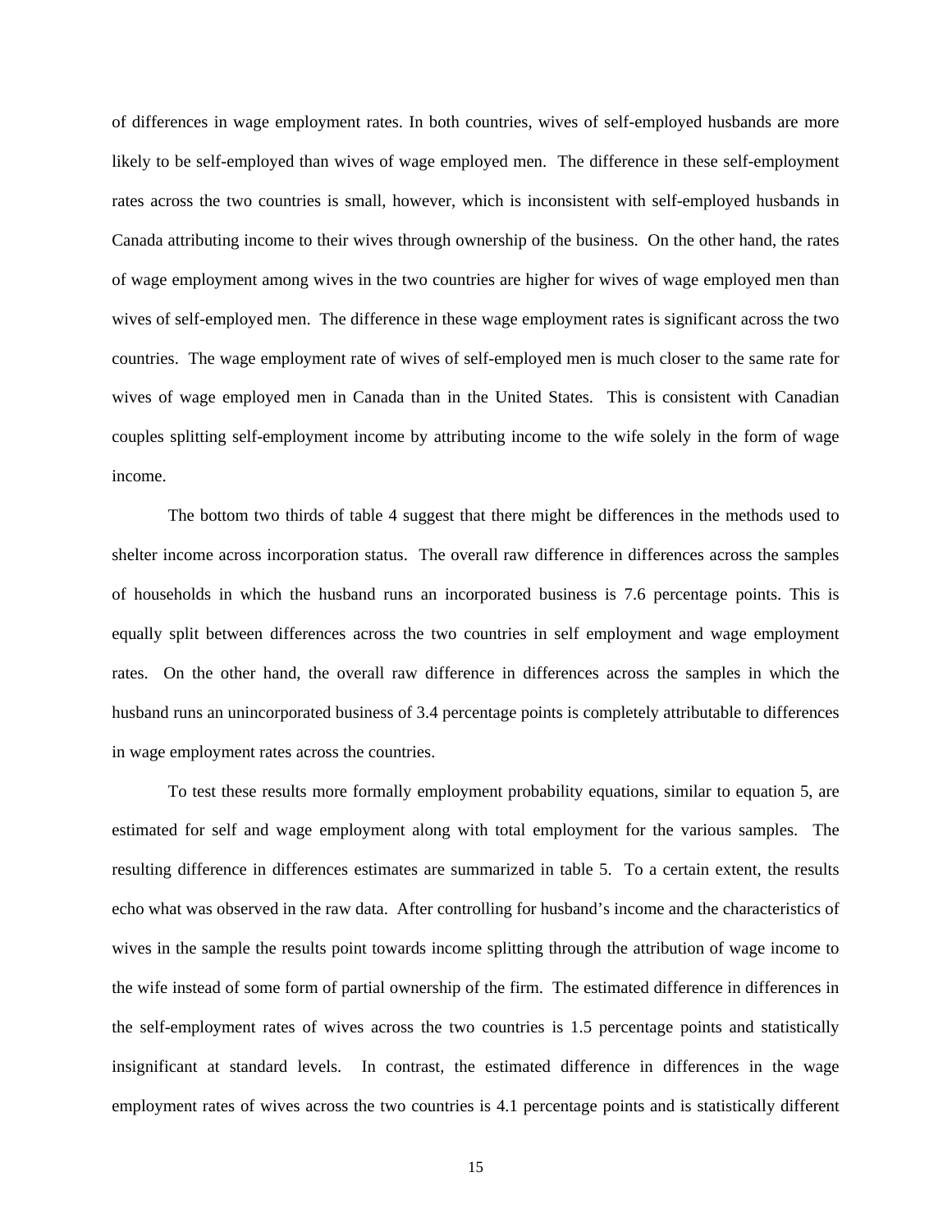of differences in wage employment rates. In both countries, wives of self-employed husbands are more likely to be self-employed than wives of wage employed men. The difference in these self-employment rates across the two countries is small, however, which is inconsistent with self-employed husbands in Canada attributing income to their wives through ownership of the business. On the other hand, the rates of wage employment among wives in the two countries are higher for wives of wage employed men than wives of self-employed men. The difference in these wage employment rates is significant across the two countries. The wage employment rate of wives of self-employed men is much closer to the same rate for wives of wage employed men in Canada than in the United States. This is consistent with Canadian couples splitting self-employment income by attributing income to the wife solely in the form of wage income.

The bottom two thirds of table 4 suggest that there might be differences in the methods used to shelter income across incorporation status. The overall raw difference in differences across the samples of households in which the husband runs an incorporated business is 7.6 percentage points. This is equally split between differences across the two countries in self employment and wage employment rates. On the other hand, the overall raw difference in differences across the samples in which the husband runs an unincorporated business of 3.4 percentage points is completely attributable to differences in wage employment rates across the countries.

To test these results more formally employment probability equations, similar to equation 5, are estimated for self and wage employment along with total employment for the various samples. The resulting difference in differences estimates are summarized in table 5. To a certain extent, the results echo what was observed in the raw data. After controlling for husband's income and the characteristics of wives in the sample the results point towards income splitting through the attribution of wage income to the wife instead of some form of partial ownership of the firm. The estimated difference in differences in the self-employment rates of wives across the two countries is 1.5 percentage points and statistically insignificant at standard levels. In contrast, the estimated difference in differences in the wage employment rates of wives across the two countries is 4.1 percentage points and is statistically different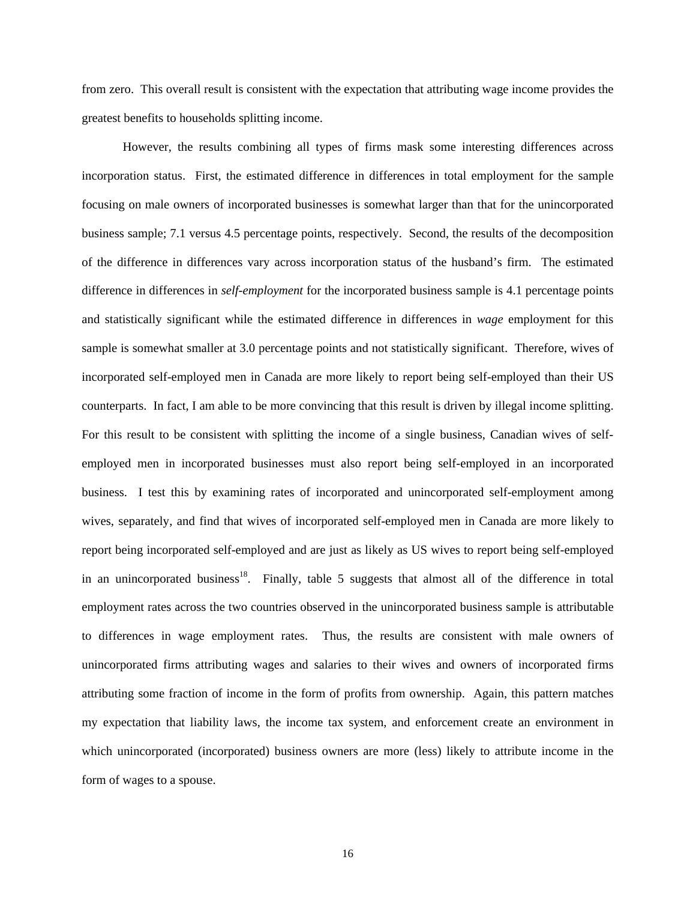from zero. This overall result is consistent with the expectation that attributing wage income provides the greatest benefits to households splitting income.

However, the results combining all types of firms mask some interesting differences across incorporation status. First, the estimated difference in differences in total employment for the sample focusing on male owners of incorporated businesses is somewhat larger than that for the unincorporated business sample; 7.1 versus 4.5 percentage points, respectively. Second, the results of the decomposition of the difference in differences vary across incorporation status of the husband's firm. The estimated difference in differences in *self-employment* for the incorporated business sample is 4.1 percentage points and statistically significant while the estimated difference in differences in *wage* employment for this sample is somewhat smaller at 3.0 percentage points and not statistically significant. Therefore, wives of incorporated self-employed men in Canada are more likely to report being self-employed than their US counterparts. In fact, I am able to be more convincing that this result is driven by illegal income splitting. For this result to be consistent with splitting the income of a single business, Canadian wives of self-employed men in incorporated businesses must also report being self-employed in an incorporated business. I test this by examining rates of incorporated and unincorporated self-employment among wives, separately, and find that wives of incorporated self-employed men in Canada are more likely to report being incorporated self-employed and are just as likely as US wives to report being self-employed in an unincorporated business[18]. Finally, table 5 suggests that almost all of the difference in total employment rates across the two countries observed in the unincorporated business sample is attributable to differences in wage employment rates. Thus, the results are consistent with male owners of unincorporated firms attributing wages and salaries to their wives and owners of incorporated firms attributing some fraction of income in the form of profits from ownership. Again, this pattern matches my expectation that liability laws, the income tax system, and enforcement create an environment in which unincorporated (incorporated) business owners are more (less) likely to attribute income in the form of wages to a spouse.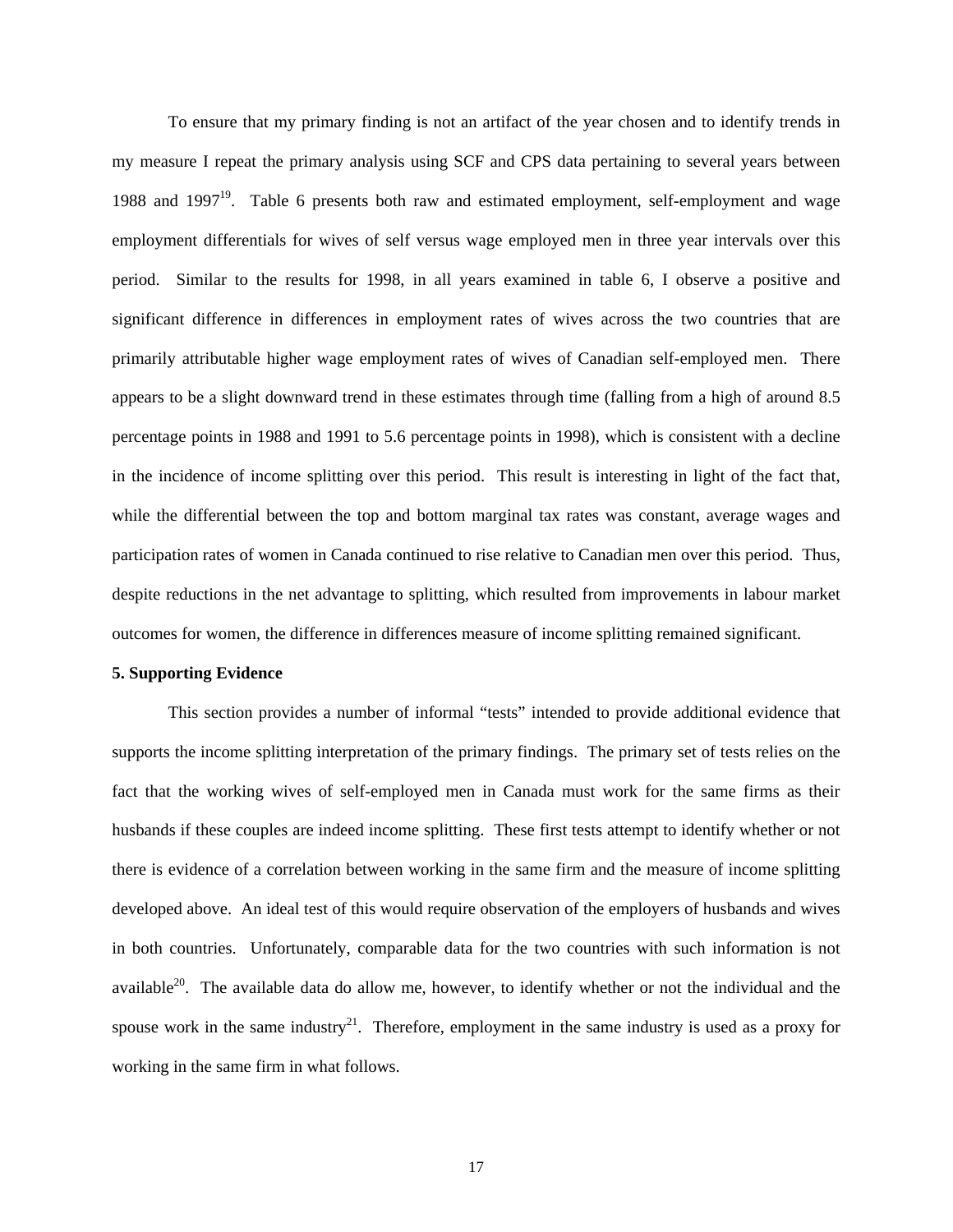To ensure that my primary finding is not an artifact of the year chosen and to identify trends in my measure I repeat the primary analysis using SCF and CPS data pertaining to several years between 1988 and 1997[19]. Table 6 presents both raw and estimated employment, self-employment and wage employment differentials for wives of self versus wage employed men in three year intervals over this period. Similar to the results for 1998, in all years examined in table 6, I observe a positive and significant difference in differences in employment rates of wives across the two countries that are primarily attributable higher wage employment rates of wives of Canadian self-employed men. There appears to be a slight downward trend in these estimates through time (falling from a high of around 8.5 percentage points in 1988 and 1991 to 5.6 percentage points in 1998), which is consistent with a decline in the incidence of income splitting over this period. This result is interesting in light of the fact that, while the differential between the top and bottom marginal tax rates was constant, average wages and participation rates of women in Canada continued to rise relative to Canadian men over this period. Thus, despite reductions in the net advantage to splitting, which resulted from improvements in labour market outcomes for women, the difference in differences measure of income splitting remained significant.

## 5. Supporting Evidence

This section provides a number of informal "tests" intended to provide additional evidence that supports the income splitting interpretation of the primary findings. The primary set of tests relies on the fact that the working wives of self-employed men in Canada must work for the same firms as their husbands if these couples are indeed income splitting. These first tests attempt to identify whether or not there is evidence of a correlation between working in the same firm and the measure of income splitting developed above. An ideal test of this would require observation of the employers of husbands and wives in both countries. Unfortunately, comparable data for the two countries with such information is not available[20]. The available data do allow me, however, to identify whether or not the individual and the spouse work in the same industry[21]. Therefore, employment in the same industry is used as a proxy for working in the same firm in what follows.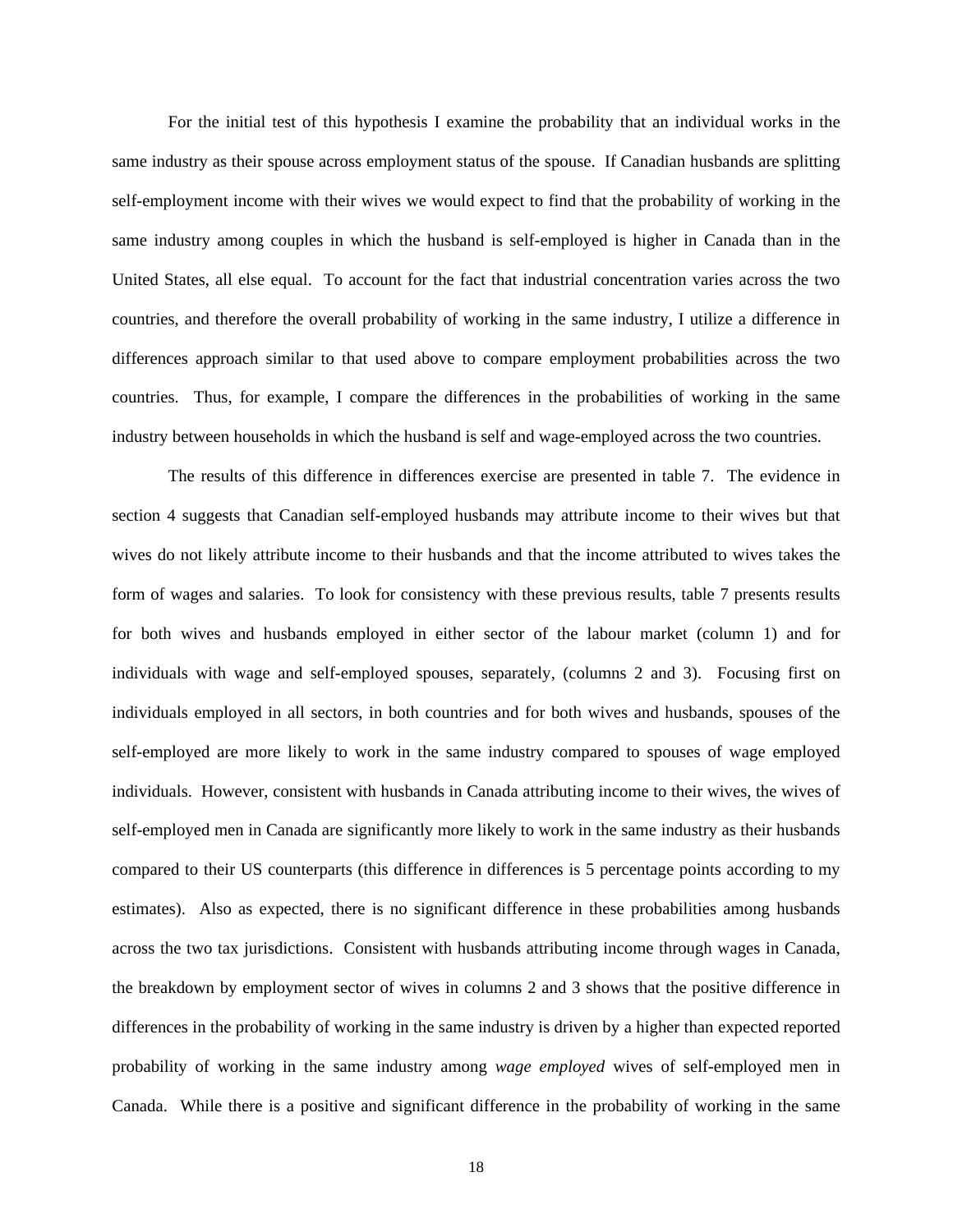For the initial test of this hypothesis I examine the probability that an individual works in the same industry as their spouse across employment status of the spouse. If Canadian husbands are splitting self-employment income with their wives we would expect to find that the probability of working in the same industry among couples in which the husband is self-employed is higher in Canada than in the United States, all else equal. To account for the fact that industrial concentration varies across the two countries, and therefore the overall probability of working in the same industry, I utilize a difference in differences approach similar to that used above to compare employment probabilities across the two countries. Thus, for example, I compare the differences in the probabilities of working in the same industry between households in which the husband is self and wage-employed across the two countries.

The results of this difference in differences exercise are presented in table 7. The evidence in section 4 suggests that Canadian self-employed husbands may attribute income to their wives but that wives do not likely attribute income to their husbands and that the income attributed to wives takes the form of wages and salaries. To look for consistency with these previous results, table 7 presents results for both wives and husbands employed in either sector of the labour market (column 1) and for individuals with wage and self-employed spouses, separately, (columns 2 and 3). Focusing first on individuals employed in all sectors, in both countries and for both wives and husbands, spouses of the self-employed are more likely to work in the same industry compared to spouses of wage employed individuals. However, consistent with husbands in Canada attributing income to their wives, the wives of self-employed men in Canada are significantly more likely to work in the same industry as their husbands compared to their US counterparts (this difference in differences is 5 percentage points according to my estimates). Also as expected, there is no significant difference in these probabilities among husbands across the two tax jurisdictions. Consistent with husbands attributing income through wages in Canada, the breakdown by employment sector of wives in columns 2 and 3 shows that the positive difference in differences in the probability of working in the same industry is driven by a higher than expected reported probability of working in the same industry among *wage employed* wives of self-employed men in Canada. While there is a positive and significant difference in the probability of working in the same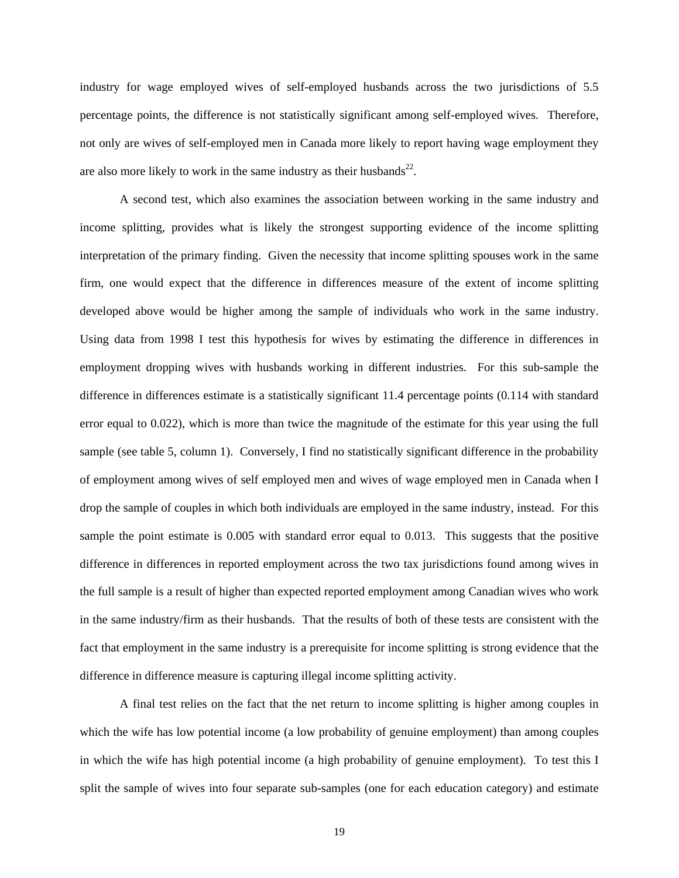industry for wage employed wives of self-employed husbands across the two jurisdictions of 5.5 percentage points, the difference is not statistically significant among self-employed wives. Therefore, not only are wives of self-employed men in Canada more likely to report having wage employment they are also more likely to work in the same industry as their husbands[22].

A second test, which also examines the association between working in the same industry and income splitting, provides what is likely the strongest supporting evidence of the income splitting interpretation of the primary finding. Given the necessity that income splitting spouses work in the same firm, one would expect that the difference in differences measure of the extent of income splitting developed above would be higher among the sample of individuals who work in the same industry. Using data from 1998 I test this hypothesis for wives by estimating the difference in differences in employment dropping wives with husbands working in different industries. For this sub-sample the difference in differences estimate is a statistically significant 11.4 percentage points (0.114 with standard error equal to 0.022), which is more than twice the magnitude of the estimate for this year using the full sample (see table 5, column 1). Conversely, I find no statistically significant difference in the probability of employment among wives of self employed men and wives of wage employed men in Canada when I drop the sample of couples in which both individuals are employed in the same industry, instead. For this sample the point estimate is 0.005 with standard error equal to 0.013. This suggests that the positive difference in differences in reported employment across the two tax jurisdictions found among wives in the full sample is a result of higher than expected reported employment among Canadian wives who work in the same industry/firm as their husbands. That the results of both of these tests are consistent with the fact that employment in the same industry is a prerequisite for income splitting is strong evidence that the difference in difference measure is capturing illegal income splitting activity.

A final test relies on the fact that the net return to income splitting is higher among couples in which the wife has low potential income (a low probability of genuine employment) than among couples in which the wife has high potential income (a high probability of genuine employment). To test this I split the sample of wives into four separate sub-samples (one for each education category) and estimate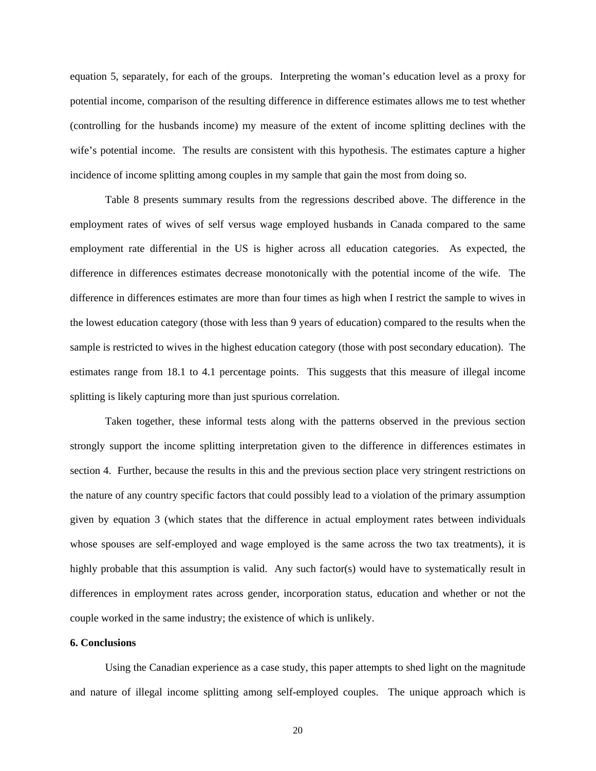equation 5, separately, for each of the groups. Interpreting the woman's education level as a proxy for potential income, comparison of the resulting difference in difference estimates allows me to test whether (controlling for the husbands income) my measure of the extent of income splitting declines with the wife's potential income. The results are consistent with this hypothesis. The estimates capture a higher incidence of income splitting among couples in my sample that gain the most from doing so.

Table 8 presents summary results from the regressions described above. The difference in the employment rates of wives of self versus wage employed husbands in Canada compared to the same employment rate differential in the US is higher across all education categories. As expected, the difference in differences estimates decrease monotonically with the potential income of the wife. The difference in differences estimates are more than four times as high when I restrict the sample to wives in the lowest education category (those with less than 9 years of education) compared to the results when the sample is restricted to wives in the highest education category (those with post secondary education). The estimates range from 18.1 to 4.1 percentage points. This suggests that this measure of illegal income splitting is likely capturing more than just spurious correlation.

Taken together, these informal tests along with the patterns observed in the previous section strongly support the income splitting interpretation given to the difference in differences estimates in section 4. Further, because the results in this and the previous section place very stringent restrictions on the nature of any country specific factors that could possibly lead to a violation of the primary assumption given by equation 3 (which states that the difference in actual employment rates between individuals whose spouses are self-employed and wage employed is the same across the two tax treatments), it is highly probable that this assumption is valid. Any such factor(s) would have to systematically result in differences in employment rates across gender, incorporation status, education and whether or not the couple worked in the same industry; the existence of which is unlikely.

**6. Conclusions**

Using the Canadian experience as a case study, this paper attempts to shed light on the magnitude and nature of illegal income splitting among self-employed couples. The unique approach which is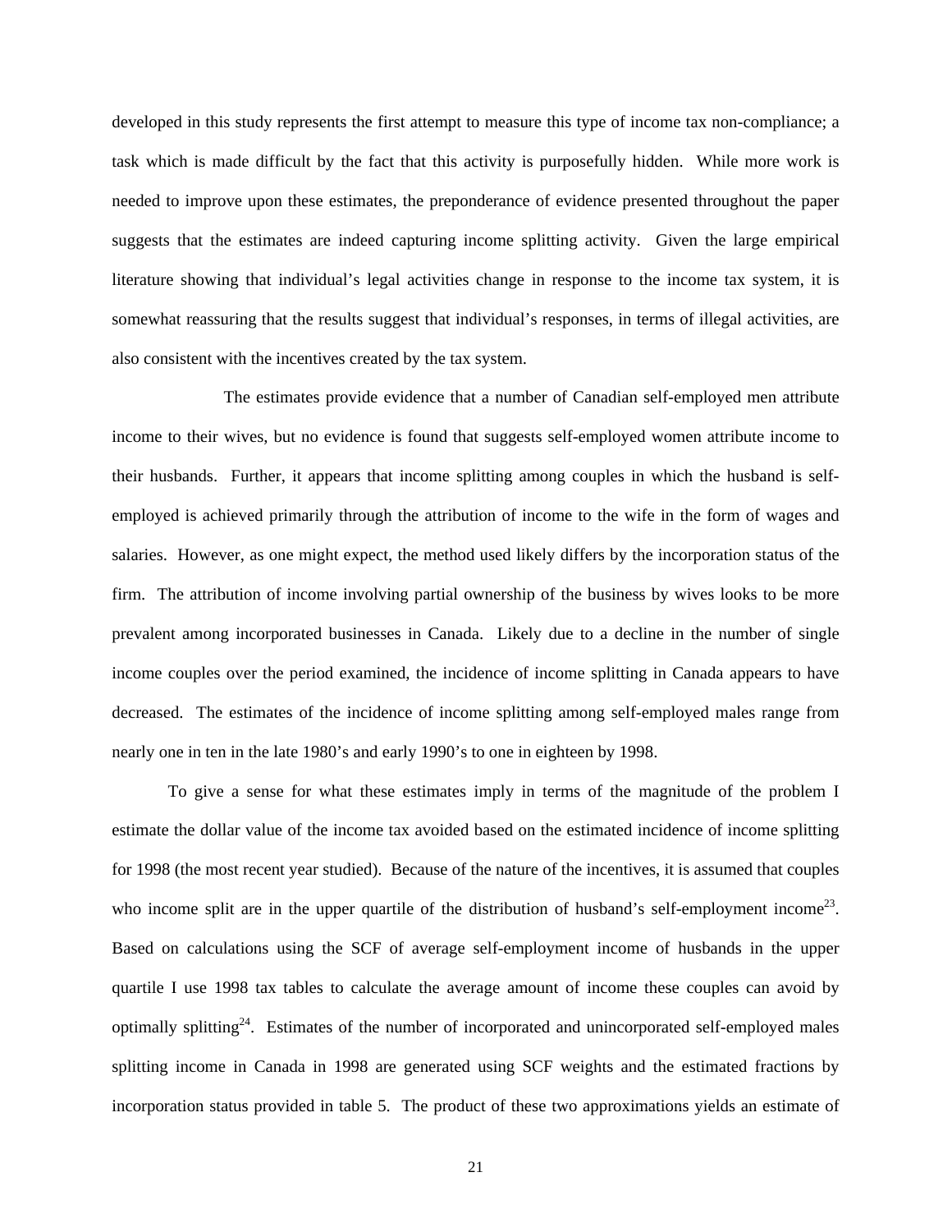developed in this study represents the first attempt to measure this type of income tax non-compliance; a task which is made difficult by the fact that this activity is purposefully hidden. While more work is needed to improve upon these estimates, the preponderance of evidence presented throughout the paper suggests that the estimates are indeed capturing income splitting activity. Given the large empirical literature showing that individual's legal activities change in response to the income tax system, it is somewhat reassuring that the results suggest that individual's responses, in terms of illegal activities, are also consistent with the incentives created by the tax system.

The estimates provide evidence that a number of Canadian self-employed men attribute income to their wives, but no evidence is found that suggests self-employed women attribute income to their husbands. Further, it appears that income splitting among couples in which the husband is self-employed is achieved primarily through the attribution of income to the wife in the form of wages and salaries. However, as one might expect, the method used likely differs by the incorporation status of the firm. The attribution of income involving partial ownership of the business by wives looks to be more prevalent among incorporated businesses in Canada. Likely due to a decline in the number of single income couples over the period examined, the incidence of income splitting in Canada appears to have decreased. The estimates of the incidence of income splitting among self-employed males range from nearly one in ten in the late 1980's and early 1990's to one in eighteen by 1998.

To give a sense for what these estimates imply in terms of the magnitude of the problem I estimate the dollar value of the income tax avoided based on the estimated incidence of income splitting for 1998 (the most recent year studied). Because of the nature of the incentives, it is assumed that couples who income split are in the upper quartile of the distribution of husband's self-employment income[23]. Based on calculations using the SCF of average self-employment income of husbands in the upper quartile I use 1998 tax tables to calculate the average amount of income these couples can avoid by optimally splitting[24]. Estimates of the number of incorporated and unincorporated self-employed males splitting income in Canada in 1998 are generated using SCF weights and the estimated fractions by incorporation status provided in table 5. The product of these two approximations yields an estimate of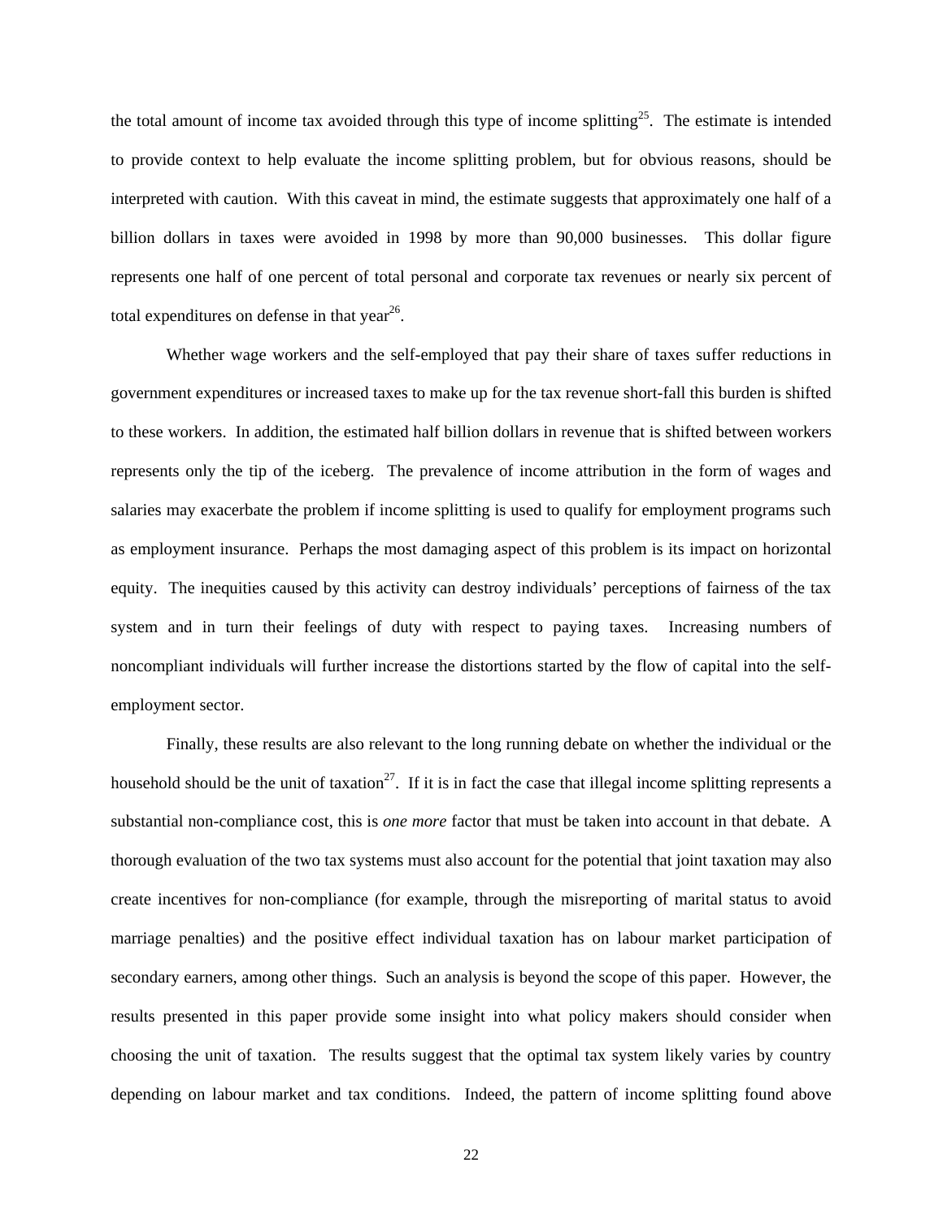the total amount of income tax avoided through this type of income splitting[25]. The estimate is intended to provide context to help evaluate the income splitting problem, but for obvious reasons, should be interpreted with caution. With this caveat in mind, the estimate suggests that approximately one half of a billion dollars in taxes were avoided in 1998 by more than 90,000 businesses. This dollar figure represents one half of one percent of total personal and corporate tax revenues or nearly six percent of total expenditures on defense in that year[26].

Whether wage workers and the self-employed that pay their share of taxes suffer reductions in government expenditures or increased taxes to make up for the tax revenue short-fall this burden is shifted to these workers. In addition, the estimated half billion dollars in revenue that is shifted between workers represents only the tip of the iceberg. The prevalence of income attribution in the form of wages and salaries may exacerbate the problem if income splitting is used to qualify for employment programs such as employment insurance. Perhaps the most damaging aspect of this problem is its impact on horizontal equity. The inequities caused by this activity can destroy individuals' perceptions of fairness of the tax system and in turn their feelings of duty with respect to paying taxes. Increasing numbers of noncompliant individuals will further increase the distortions started by the flow of capital into the self-employment sector.

Finally, these results are also relevant to the long running debate on whether the individual or the household should be the unit of taxation[27]. If it is in fact the case that illegal income splitting represents a substantial non-compliance cost, this is *one more* factor that must be taken into account in that debate. A thorough evaluation of the two tax systems must also account for the potential that joint taxation may also create incentives for non-compliance (for example, through the misreporting of marital status to avoid marriage penalties) and the positive effect individual taxation has on labour market participation of secondary earners, among other things. Such an analysis is beyond the scope of this paper. However, the results presented in this paper provide some insight into what policy makers should consider when choosing the unit of taxation. The results suggest that the optimal tax system likely varies by country depending on labour market and tax conditions. Indeed, the pattern of income splitting found above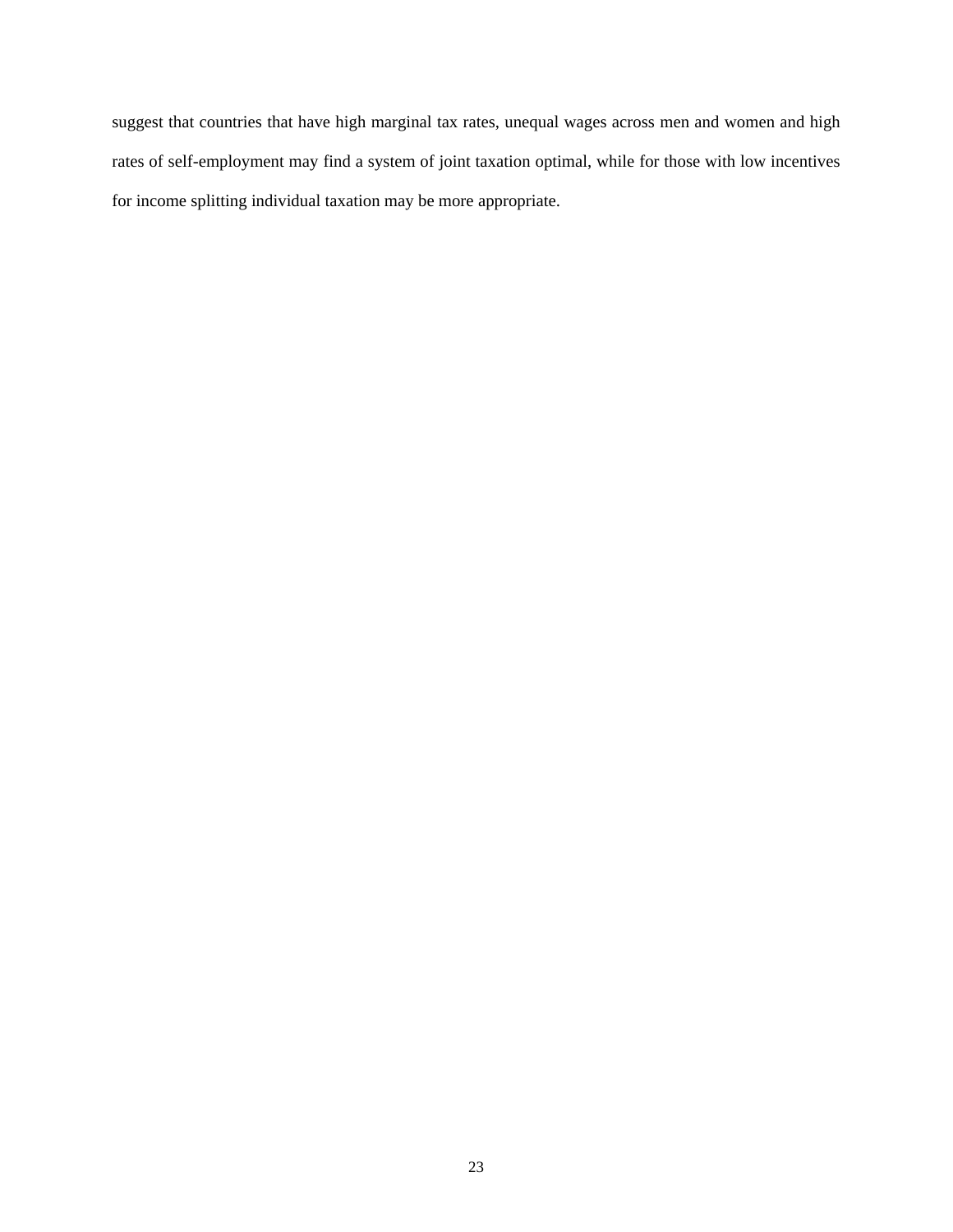suggest that countries that have high marginal tax rates, unequal wages across men and women and high rates of self-employment may find a system of joint taxation optimal, while for those with low incentives for income splitting individual taxation may be more appropriate.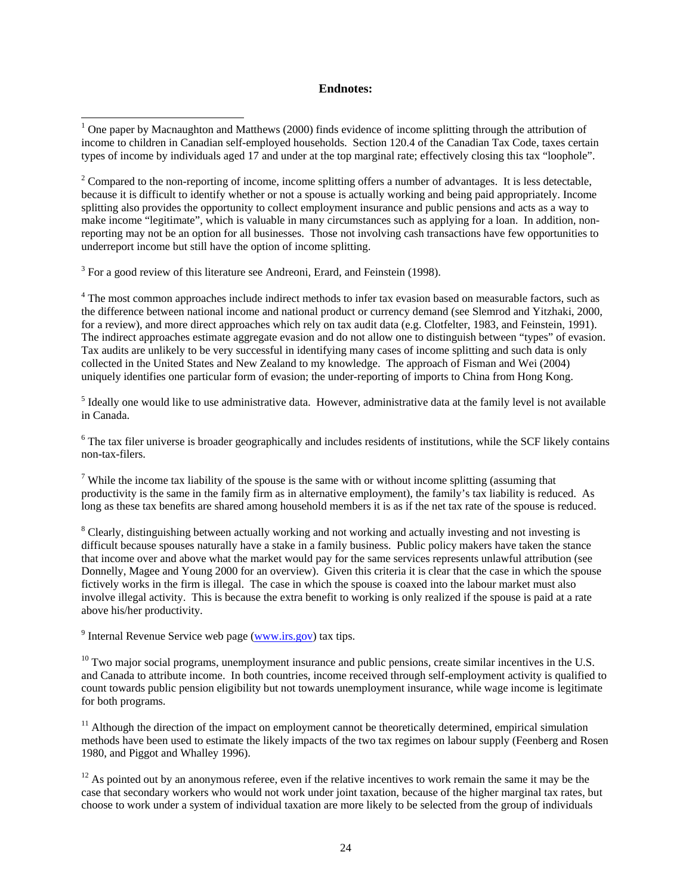**Endnotes:**

[1] One paper by Macnaughton and Matthews (2000) finds evidence of income splitting through the attribution of income to children in Canadian self-employed households. Section 120.4 of the Canadian Tax Code, taxes certain types of income by individuals aged 17 and under at the top marginal rate; effectively closing this tax "loophole".

[2] Compared to the non-reporting of income, income splitting offers a number of advantages. It is less detectable, because it is difficult to identify whether or not a spouse is actually working and being paid appropriately. Income splitting also provides the opportunity to collect employment insurance and public pensions and acts as a way to make income "legitimate", which is valuable in many circumstances such as applying for a loan. In addition, non-reporting may not be an option for all businesses. Those not involving cash transactions have few opportunities to underreport income but still have the option of income splitting.

[3] For a good review of this literature see Andreoni, Erard, and Feinstein (1998).

[4] The most common approaches include indirect methods to infer tax evasion based on measurable factors, such as the difference between national income and national product or currency demand (see Slemrod and Yitzhaki, 2000, for a review), and more direct approaches which rely on tax audit data (e.g. Clotfelter, 1983, and Feinstein, 1991). The indirect approaches estimate aggregate evasion and do not allow one to distinguish between "types" of evasion. Tax audits are unlikely to be very successful in identifying many cases of income splitting and such data is only collected in the United States and New Zealand to my knowledge. The approach of Fisman and Wei (2004) uniquely identifies one particular form of evasion; the under-reporting of imports to China from Hong Kong.

[5] Ideally one would like to use administrative data. However, administrative data at the family level is not available in Canada.

[6] The tax filer universe is broader geographically and includes residents of institutions, while the SCF likely contains non-tax-filers.

[7] While the income tax liability of the spouse is the same with or without income splitting (assuming that productivity is the same in the family firm as in alternative employment), the family's tax liability is reduced. As long as these tax benefits are shared among household members it is as if the net tax rate of the spouse is reduced.

[8] Clearly, distinguishing between actually working and not working and actually investing and not investing is difficult because spouses naturally have a stake in a family business. Public policy makers have taken the stance that income over and above what the market would pay for the same services represents unlawful attribution (see Donnelly, Magee and Young 2000 for an overview). Given this criteria it is clear that the case in which the spouse fictively works in the firm is illegal. The case in which the spouse is coaxed into the labour market must also involve illegal activity. This is because the extra benefit to working is only realized if the spouse is paid at a rate above his/her productivity.

[9] Internal Revenue Service web page (www.irs.gov) tax tips.

[10] Two major social programs, unemployment insurance and public pensions, create similar incentives in the U.S. and Canada to attribute income. In both countries, income received through self-employment activity is qualified to count towards public pension eligibility but not towards unemployment insurance, while wage income is legitimate for both programs.

[11] Although the direction of the impact on employment cannot be theoretically determined, empirical simulation methods have been used to estimate the likely impacts of the two tax regimes on labour supply (Feenberg and Rosen 1980, and Piggot and Whalley 1996).

[12] As pointed out by an anonymous referee, even if the relative incentives to work remain the same it may be the case that secondary workers who would not work under joint taxation, because of the higher marginal tax rates, but choose to work under a system of individual taxation are more likely to be selected from the group of individuals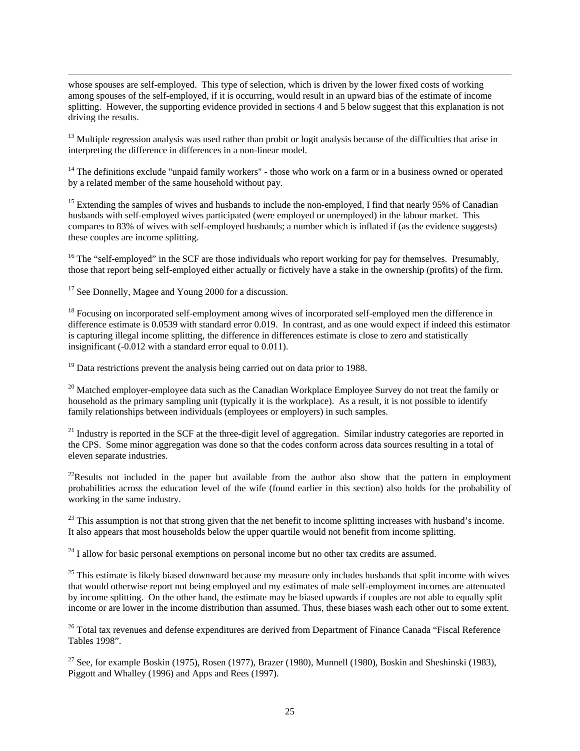whose spouses are self-employed. This type of selection, which is driven by the lower fixed costs of working among spouses of the self-employed, if it is occurring, would result in an upward bias of the estimate of income splitting. However, the supporting evidence provided in sections 4 and 5 below suggest that this explanation is not driving the results.

[13] Multiple regression analysis was used rather than probit or logit analysis because of the difficulties that arise in interpreting the difference in differences in a non-linear model.

[14] The definitions exclude "unpaid family workers" - those who work on a farm or in a business owned or operated by a related member of the same household without pay.

[15] Extending the samples of wives and husbands to include the non-employed, I find that nearly 95% of Canadian husbands with self-employed wives participated (were employed or unemployed) in the labour market. This compares to 83% of wives with self-employed husbands; a number which is inflated if (as the evidence suggests) these couples are income splitting.

[16] The "self-employed" in the SCF are those individuals who report working for pay for themselves. Presumably, those that report being self-employed either actually or fictively have a stake in the ownership (profits) of the firm.

[17] See Donnelly, Magee and Young 2000 for a discussion.

[18] Focusing on incorporated self-employment among wives of incorporated self-employed men the difference in difference estimate is 0.0539 with standard error 0.019. In contrast, and as one would expect if indeed this estimator is capturing illegal income splitting, the difference in differences estimate is close to zero and statistically insignificant (-0.012 with a standard error equal to 0.011).

[19] Data restrictions prevent the analysis being carried out on data prior to 1988.

[20] Matched employer-employee data such as the Canadian Workplace Employee Survey do not treat the family or household as the primary sampling unit (typically it is the workplace). As a result, it is not possible to identify family relationships between individuals (employees or employers) in such samples.

[21] Industry is reported in the SCF at the three-digit level of aggregation. Similar industry categories are reported in the CPS. Some minor aggregation was done so that the codes conform across data sources resulting in a total of eleven separate industries.

[22] Results not included in the paper but available from the author also show that the pattern in employment probabilities across the education level of the wife (found earlier in this section) also holds for the probability of working in the same industry.

[23] This assumption is not that strong given that the net benefit to income splitting increases with husband's income. It also appears that most households below the upper quartile would not benefit from income splitting.

[24] I allow for basic personal exemptions on personal income but no other tax credits are assumed.

[25] This estimate is likely biased downward because my measure only includes husbands that split income with wives that would otherwise report not being employed and my estimates of male self-employment incomes are attenuated by income splitting. On the other hand, the estimate may be biased upwards if couples are not able to equally split income or are lower in the income distribution than assumed. Thus, these biases wash each other out to some extent.

[26] Total tax revenues and defense expenditures are derived from Department of Finance Canada "Fiscal Reference Tables 1998".

[27] See, for example Boskin (1975), Rosen (1977), Brazer (1980), Munnell (1980), Boskin and Sheshinski (1983), Piggott and Whalley (1996) and Apps and Rees (1997).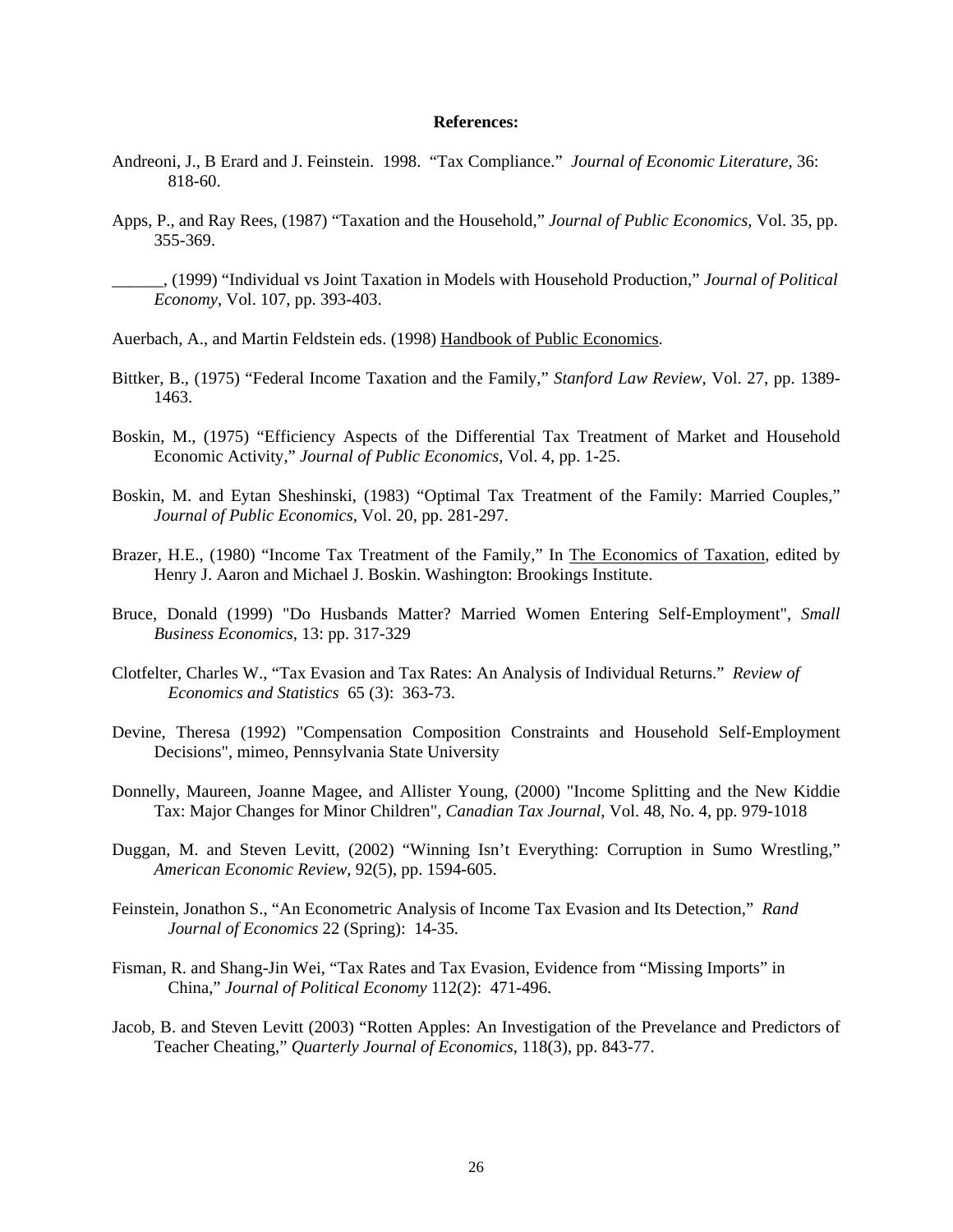**References:**

Andreoni, J., B Erard and J. Feinstein. 1998. "Tax Compliance." *Journal of Economic Literature*, 36: 818-60.

Apps, P., and Ray Rees, (1987) "Taxation and the Household," *Journal of Public Economics*, Vol. 35, pp. 355-369.

______, (1999) "Individual vs Joint Taxation in Models with Household Production," *Journal of Political Economy*, Vol. 107, pp. 393-403.

Auerbach, A., and Martin Feldstein eds. (1998) Handbook of Public Economics.

Bittker, B., (1975) "Federal Income Taxation and the Family," *Stanford Law Review*, Vol. 27, pp. 1389-1463.

Boskin, M., (1975) "Efficiency Aspects of the Differential Tax Treatment of Market and Household Economic Activity," *Journal of Public Economics*, Vol. 4, pp. 1-25.

Boskin, M. and Eytan Sheshinski, (1983) "Optimal Tax Treatment of the Family: Married Couples," *Journal of Public Economics*, Vol. 20, pp. 281-297.

Brazer, H.E., (1980) "Income Tax Treatment of the Family," In The Economics of Taxation, edited by Henry J. Aaron and Michael J. Boskin. Washington: Brookings Institute.

Bruce, Donald (1999) "Do Husbands Matter? Married Women Entering Self-Employment", *Small Business Economics*, 13: pp. 317-329

Clotfelter, Charles W., "Tax Evasion and Tax Rates: An Analysis of Individual Returns." *Review of Economics and Statistics* 65 (3): 363-73.

Devine, Theresa (1992) "Compensation Composition Constraints and Household Self-Employment Decisions", mimeo, Pennsylvania State University

Donnelly, Maureen, Joanne Magee, and Allister Young, (2000) "Income Splitting and the New Kiddie Tax: Major Changes for Minor Children", *Canadian Tax Journal*, Vol. 48, No. 4, pp. 979-1018

Duggan, M. and Steven Levitt, (2002) "Winning Isn't Everything: Corruption in Sumo Wrestling," *American Economic Review*, 92(5), pp. 1594-605.

Feinstein, Jonathon S., "An Econometric Analysis of Income Tax Evasion and Its Detection," *Rand Journal of Economics* 22 (Spring): 14-35.

Fisman, R. and Shang-Jin Wei, "Tax Rates and Tax Evasion, Evidence from "Missing Imports" in China," *Journal of Political Economy* 112(2): 471-496.

Jacob, B. and Steven Levitt (2003) "Rotten Apples: An Investigation of the Prevelance and Predictors of Teacher Cheating," *Quarterly Journal of Economics*, 118(3), pp. 843-77.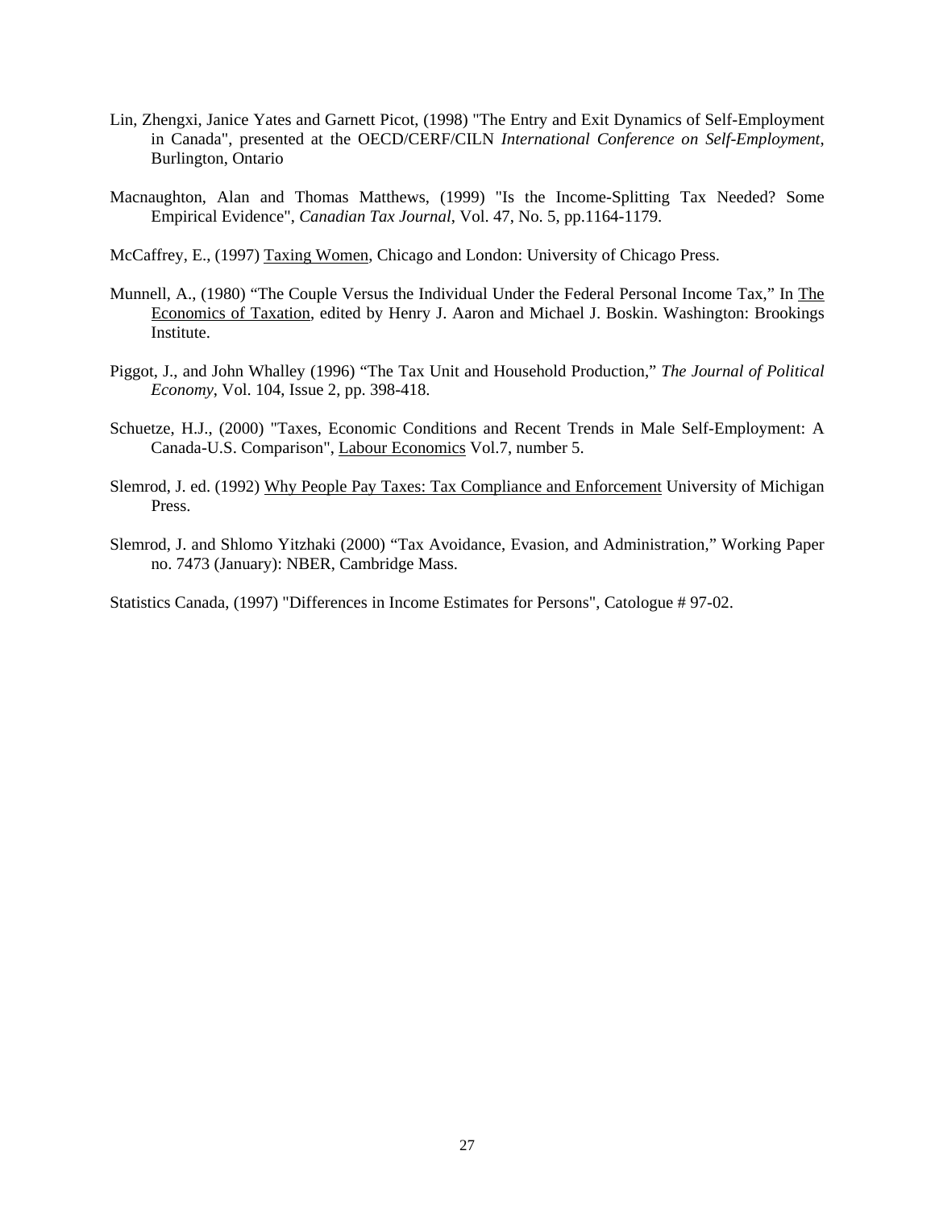Lin, Zhengxi, Janice Yates and Garnett Picot, (1998) "The Entry and Exit Dynamics of Self-Employment in Canada", presented at the OECD/CERF/CILN *International Conference on Self-Employment*, Burlington, Ontario

Macnaughton, Alan and Thomas Matthews, (1999) "Is the Income-Splitting Tax Needed? Some Empirical Evidence", *Canadian Tax Journal*, Vol. 47, No. 5, pp.1164-1179.

McCaffrey, E., (1997) Taxing Women, Chicago and London: University of Chicago Press.

Munnell, A., (1980) "The Couple Versus the Individual Under the Federal Personal Income Tax," In The Economics of Taxation, edited by Henry J. Aaron and Michael J. Boskin. Washington: Brookings Institute.

Piggot, J., and John Whalley (1996) "The Tax Unit and Household Production," *The Journal of Political Economy*, Vol. 104, Issue 2, pp. 398-418.

Schuetze, H.J., (2000) "Taxes, Economic Conditions and Recent Trends in Male Self-Employment: A Canada-U.S. Comparison", Labour Economics Vol.7, number 5.

Slemrod, J. ed. (1992) Why People Pay Taxes: Tax Compliance and Enforcement University of Michigan Press.

Slemrod, J. and Shlomo Yitzhaki (2000) "Tax Avoidance, Evasion, and Administration," Working Paper no. 7473 (January): NBER, Cambridge Mass.

Statistics Canada, (1997) "Differences in Income Estimates for Persons", Catologue # 97-02.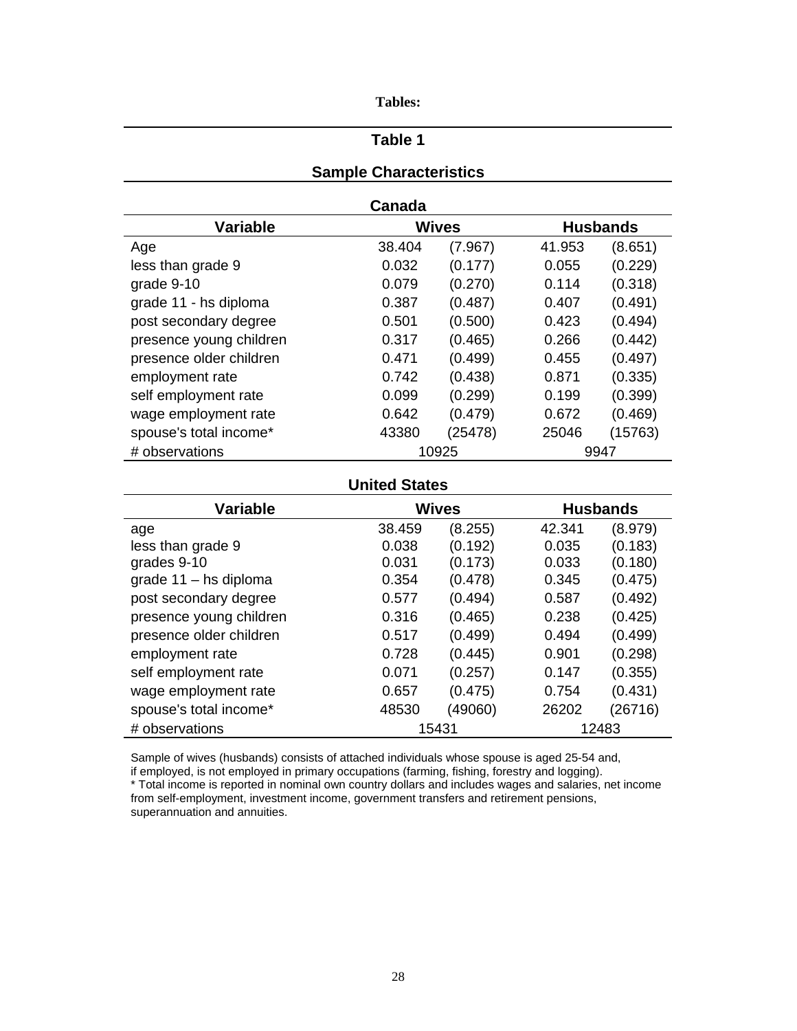**Tables:**

## Table 1

### Sample Characteristics

**Canada**

| Variable | Wives | | Husbands | |
|---|---|---|---|---|
| Age | 38.404 | (7.967) | 41.953 | (8.651) |
| less than grade 9 | 0.032 | (0.177) | 0.055 | (0.229) |
| grade 9-10 | 0.079 | (0.270) | 0.114 | (0.318) |
| grade 11 - hs diploma | 0.387 | (0.487) | 0.407 | (0.491) |
| post secondary degree | 0.501 | (0.500) | 0.423 | (0.494) |
| presence young children | 0.317 | (0.465) | 0.266 | (0.442) |
| presence older children | 0.471 | (0.499) | 0.455 | (0.497) |
| employment rate | 0.742 | (0.438) | 0.871 | (0.335) |
| self employment rate | 0.099 | (0.299) | 0.199 | (0.399) |
| wage employment rate | 0.642 | (0.479) | 0.672 | (0.469) |
| spouse's total income* | 43380 | (25478) | 25046 | (15763) |
| # observations | 10925 | | 9947 | |

**United States**

| Variable | Wives | | Husbands | |
|---|---|---|---|---|
| age | 38.459 | (8.255) | 42.341 | (8.979) |
| less than grade 9 | 0.038 | (0.192) | 0.035 | (0.183) |
| grades 9-10 | 0.031 | (0.173) | 0.033 | (0.180) |
| grade 11 – hs diploma | 0.354 | (0.478) | 0.345 | (0.475) |
| post secondary degree | 0.577 | (0.494) | 0.587 | (0.492) |
| presence young children | 0.316 | (0.465) | 0.238 | (0.425) |
| presence older children | 0.517 | (0.499) | 0.494 | (0.499) |
| employment rate | 0.728 | (0.445) | 0.901 | (0.298) |
| self employment rate | 0.071 | (0.257) | 0.147 | (0.355) |
| wage employment rate | 0.657 | (0.475) | 0.754 | (0.431) |
| spouse's total income* | 48530 | (49060) | 26202 | (26716) |
| # observations | 15431 | | 12483 | |

Sample of wives (husbands) consists of attached individuals whose spouse is aged 25-54 and, if employed, is not employed in primary occupations (farming, fishing, forestry and logging).
* Total income is reported in nominal own country dollars and includes wages and salaries, net income from self-employment, investment income, government transfers and retirement pensions, superannuation and annuities.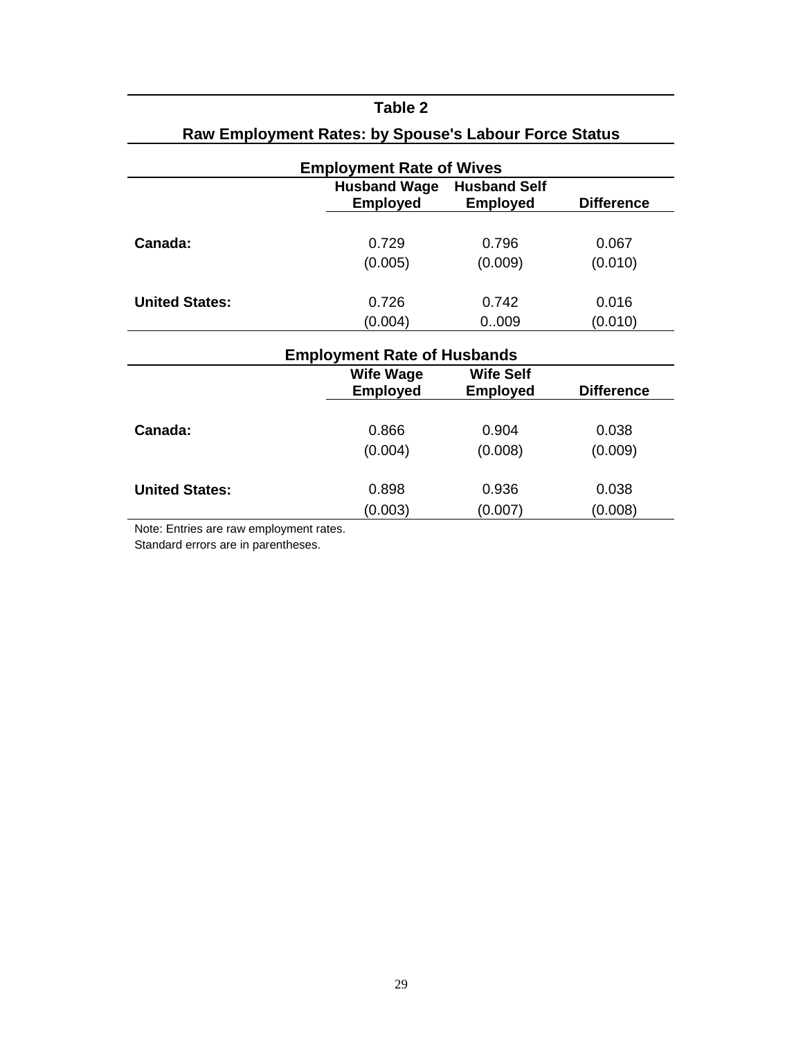## Table 2

### Raw Employment Rates: by Spouse's Labour Force Status

| Employment Rate of Wives | Husband Wage Employed | Husband Self Employed | Difference |
|---|---|---|---|
| **Canada:** | 0.729 | 0.796 | 0.067 |
| | (0.005) | (0.009) | (0.010) |
| **United States:** | 0.726 | 0.742 | 0.016 |
| | (0.004) | 0..009 | (0.010) |

| Employment Rate of Husbands | Wife Wage Employed | Wife Self Employed | Difference |
|---|---|---|---|
| **Canada:** | 0.866 | 0.904 | 0.038 |
| | (0.004) | (0.008) | (0.009) |
| **United States:** | 0.898 | 0.936 | 0.038 |
| | (0.003) | (0.007) | (0.008) |

Note: Entries are raw employment rates.
Standard errors are in parentheses.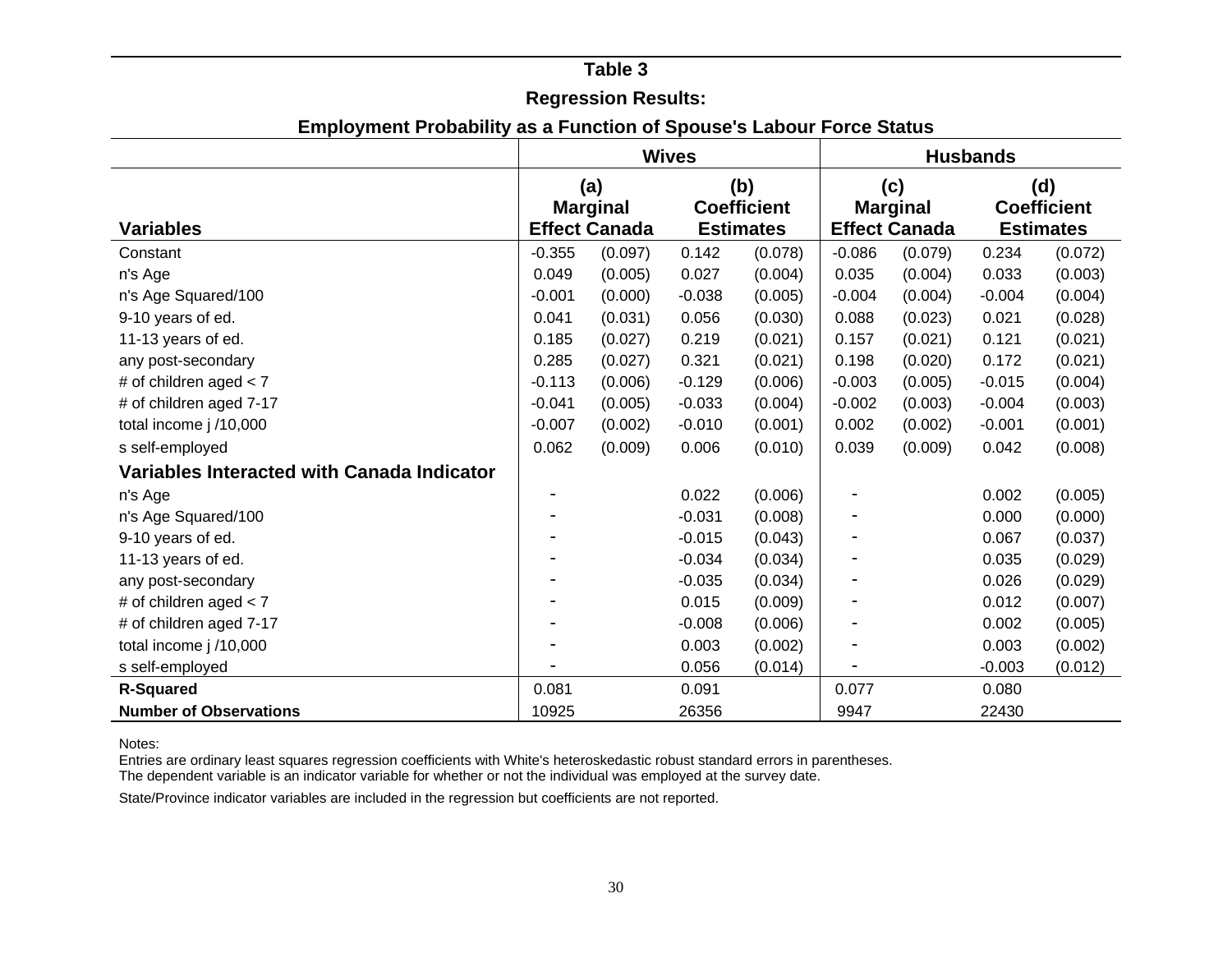# Table 3

## Regression Results:

### Employment Probability as a Function of Spouse's Labour Force Status

| | Wives | | | | Husbands | | | |
|---|---|---|---|---|---|---|---|---|
| **Variables** | (a) Marginal Effect Canada | | (b) Coefficient Estimates | | (c) Marginal Effect Canada | | (d) Coefficient Estimates | |
| Constant | -0.355 | (0.097) | 0.142 | (0.078) | -0.086 | (0.079) | 0.234 | (0.072) |
| n's Age | 0.049 | (0.005) | 0.027 | (0.004) | 0.035 | (0.004) | 0.033 | (0.003) |
| n's Age Squared/100 | -0.001 | (0.000) | -0.038 | (0.005) | -0.004 | (0.004) | -0.004 | (0.004) |
| 9-10 years of ed. | 0.041 | (0.031) | 0.056 | (0.030) | 0.088 | (0.023) | 0.021 | (0.028) |
| 11-13 years of ed. | 0.185 | (0.027) | 0.219 | (0.021) | 0.157 | (0.021) | 0.121 | (0.021) |
| any post-secondary | 0.285 | (0.027) | 0.321 | (0.021) | 0.198 | (0.020) | 0.172 | (0.021) |
| # of children aged < 7 | -0.113 | (0.006) | -0.129 | (0.006) | -0.003 | (0.005) | -0.015 | (0.004) |
| # of children aged 7-17 | -0.041 | (0.005) | -0.033 | (0.004) | -0.002 | (0.003) | -0.004 | (0.003) |
| total income j /10,000 | -0.007 | (0.002) | -0.010 | (0.001) | 0.002 | (0.002) | -0.001 | (0.001) |
| s self-employed | 0.062 | (0.009) | 0.006 | (0.010) | 0.039 | (0.009) | 0.042 | (0.008) |
| **Variables Interacted with Canada Indicator** | | | | | | | | |
| n's Age | - | | 0.022 | (0.006) | - | | 0.002 | (0.005) |
| n's Age Squared/100 | - | | -0.031 | (0.008) | - | | 0.000 | (0.000) |
| 9-10 years of ed. | - | | -0.015 | (0.043) | - | | 0.067 | (0.037) |
| 11-13 years of ed. | - | | -0.034 | (0.034) | - | | 0.035 | (0.029) |
| any post-secondary | - | | -0.035 | (0.034) | - | | 0.026 | (0.029) |
| # of children aged < 7 | - | | 0.015 | (0.009) | - | | 0.012 | (0.007) |
| # of children aged 7-17 | - | | -0.008 | (0.006) | - | | 0.002 | (0.005) |
| total income j /10,000 | - | | 0.003 | (0.002) | - | | 0.003 | (0.002) |
| s self-employed | - | | 0.056 | (0.014) | - | | -0.003 | (0.012) |
| **R-Squared** | 0.081 | | 0.091 | | 0.077 | | 0.080 | |
| **Number of Observations** | 10925 | | 26356 | | 9947 | | 22430 | |

Notes:

Entries are ordinary least squares regression coefficients with White's heteroskedastic robust standard errors in parentheses.
The dependent variable is an indicator variable for whether or not the individual was employed at the survey date.

State/Province indicator variables are included in the regression but coefficients are not reported.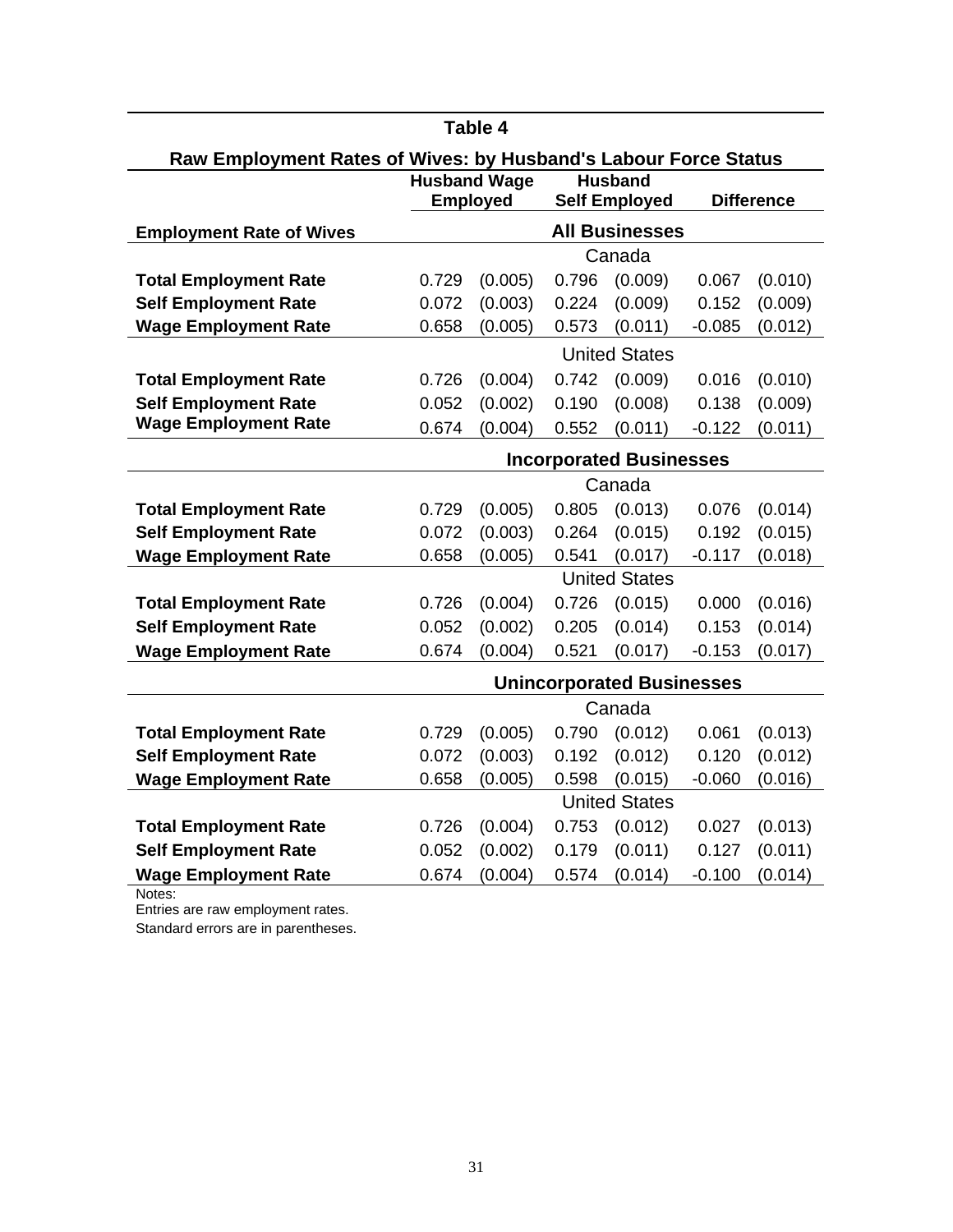**Table 4**

**Raw Employment Rates of Wives: by Husband's Labour Force Status**

| Employment Rate of Wives | Husband Wage Employed | | Husband Self Employed | | Difference | |
|---|---|---|---|---|---|---|
| | **All Businesses** | | | | | |
| | Canada | | | | | |
| **Total Employment Rate** | 0.729 | (0.005) | 0.796 | (0.009) | 0.067 | (0.010) |
| **Self Employment Rate** | 0.072 | (0.003) | 0.224 | (0.009) | 0.152 | (0.009) |
| **Wage Employment Rate** | 0.658 | (0.005) | 0.573 | (0.011) | -0.085 | (0.012) |
| | United States | | | | | |
| **Total Employment Rate** | 0.726 | (0.004) | 0.742 | (0.009) | 0.016 | (0.010) |
| **Self Employment Rate** | 0.052 | (0.002) | 0.190 | (0.008) | 0.138 | (0.009) |
| **Wage Employment Rate** | 0.674 | (0.004) | 0.552 | (0.011) | -0.122 | (0.011) |
| | **Incorporated Businesses** | | | | | |
| | Canada | | | | | |
| **Total Employment Rate** | 0.729 | (0.005) | 0.805 | (0.013) | 0.076 | (0.014) |
| **Self Employment Rate** | 0.072 | (0.003) | 0.264 | (0.015) | 0.192 | (0.015) |
| **Wage Employment Rate** | 0.658 | (0.005) | 0.541 | (0.017) | -0.117 | (0.018) |
| | United States | | | | | |
| **Total Employment Rate** | 0.726 | (0.004) | 0.726 | (0.015) | 0.000 | (0.016) |
| **Self Employment Rate** | 0.052 | (0.002) | 0.205 | (0.014) | 0.153 | (0.014) |
| **Wage Employment Rate** | 0.674 | (0.004) | 0.521 | (0.017) | -0.153 | (0.017) |
| | **Unincorporated Businesses** | | | | | |
| | Canada | | | | | |
| **Total Employment Rate** | 0.729 | (0.005) | 0.790 | (0.012) | 0.061 | (0.013) |
| **Self Employment Rate** | 0.072 | (0.003) | 0.192 | (0.012) | 0.120 | (0.012) |
| **Wage Employment Rate** | 0.658 | (0.005) | 0.598 | (0.015) | -0.060 | (0.016) |
| | United States | | | | | |
| **Total Employment Rate** | 0.726 | (0.004) | 0.753 | (0.012) | 0.027 | (0.013) |
| **Self Employment Rate** | 0.052 | (0.002) | 0.179 | (0.011) | 0.127 | (0.011) |
| **Wage Employment Rate** | 0.674 | (0.004) | 0.574 | (0.014) | -0.100 | (0.014) |

Notes:
Entries are raw employment rates.
Standard errors are in parentheses.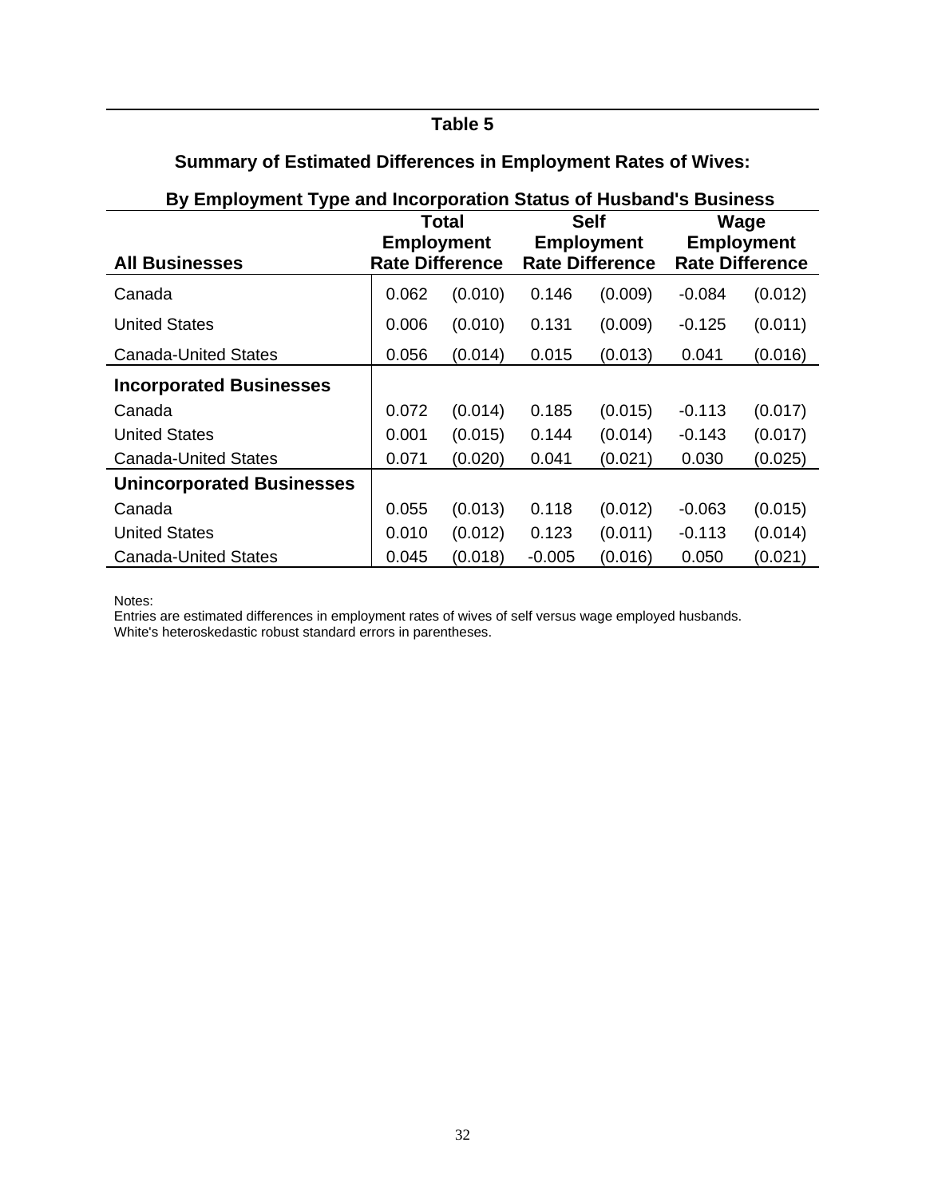## Table 5

### Summary of Estimated Differences in Employment Rates of Wives:

### By Employment Type and Incorporation Status of Husband's Business

| All Businesses | Total Employment Rate Difference | | Self Employment Rate Difference | | Wage Employment Rate Difference | |
|---|---|---|---|---|---|---|
| Canada | 0.062 | (0.010) | 0.146 | (0.009) | -0.084 | (0.012) |
| United States | 0.006 | (0.010) | 0.131 | (0.009) | -0.125 | (0.011) |
| Canada-United States | 0.056 | (0.014) | 0.015 | (0.013) | 0.041 | (0.016) |
| **Incorporated Businesses** | | | | | | |
| Canada | 0.072 | (0.014) | 0.185 | (0.015) | -0.113 | (0.017) |
| United States | 0.001 | (0.015) | 0.144 | (0.014) | -0.143 | (0.017) |
| Canada-United States | 0.071 | (0.020) | 0.041 | (0.021) | 0.030 | (0.025) |
| **Unincorporated Businesses** | | | | | | |
| Canada | 0.055 | (0.013) | 0.118 | (0.012) | -0.063 | (0.015) |
| United States | 0.010 | (0.012) | 0.123 | (0.011) | -0.113 | (0.014) |
| Canada-United States | 0.045 | (0.018) | -0.005 | (0.016) | 0.050 | (0.021) |

Notes:
Entries are estimated differences in employment rates of wives of self versus wage employed husbands.
White's heteroskedastic robust standard errors in parentheses.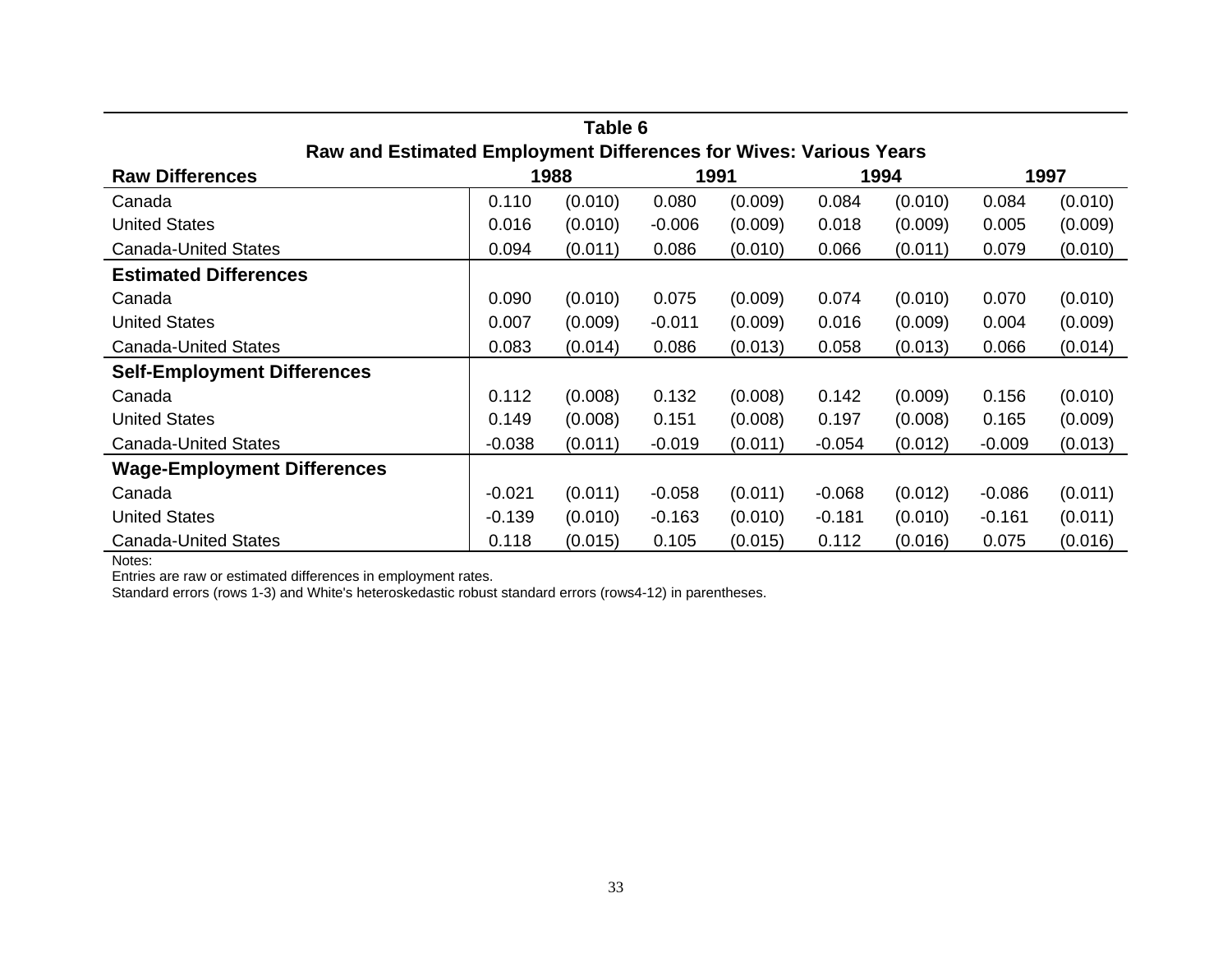**Table 6**

**Raw and Estimated Employment Differences for Wives: Various Years**

| **Raw Differences** | 1988 | | 1991 | | 1994 | | 1997 | |
|---|---|---|---|---|---|---|---|---|
| Canada | 0.110 | (0.010) | 0.080 | (0.009) | 0.084 | (0.010) | 0.084 | (0.010) |
| United States | 0.016 | (0.010) | -0.006 | (0.009) | 0.018 | (0.009) | 0.005 | (0.009) |
| Canada-United States | 0.094 | (0.011) | 0.086 | (0.010) | 0.066 | (0.011) | 0.079 | (0.010) |
| **Estimated Differences** | | | | | | | | |
| Canada | 0.090 | (0.010) | 0.075 | (0.009) | 0.074 | (0.010) | 0.070 | (0.010) |
| United States | 0.007 | (0.009) | -0.011 | (0.009) | 0.016 | (0.009) | 0.004 | (0.009) |
| Canada-United States | 0.083 | (0.014) | 0.086 | (0.013) | 0.058 | (0.013) | 0.066 | (0.014) |
| **Self-Employment Differences** | | | | | | | | |
| Canada | 0.112 | (0.008) | 0.132 | (0.008) | 0.142 | (0.009) | 0.156 | (0.010) |
| United States | 0.149 | (0.008) | 0.151 | (0.008) | 0.197 | (0.008) | 0.165 | (0.009) |
| Canada-United States | -0.038 | (0.011) | -0.019 | (0.011) | -0.054 | (0.012) | -0.009 | (0.013) |
| **Wage-Employment Differences** | | | | | | | | |
| Canada | -0.021 | (0.011) | -0.058 | (0.011) | -0.068 | (0.012) | -0.086 | (0.011) |
| United States | -0.139 | (0.010) | -0.163 | (0.010) | -0.181 | (0.010) | -0.161 | (0.011) |
| Canada-United States | 0.118 | (0.015) | 0.105 | (0.015) | 0.112 | (0.016) | 0.075 | (0.016) |

Notes:
Entries are raw or estimated differences in employment rates.
Standard errors (rows 1-3) and White's heteroskedastic robust standard errors (rows4-12) in parentheses.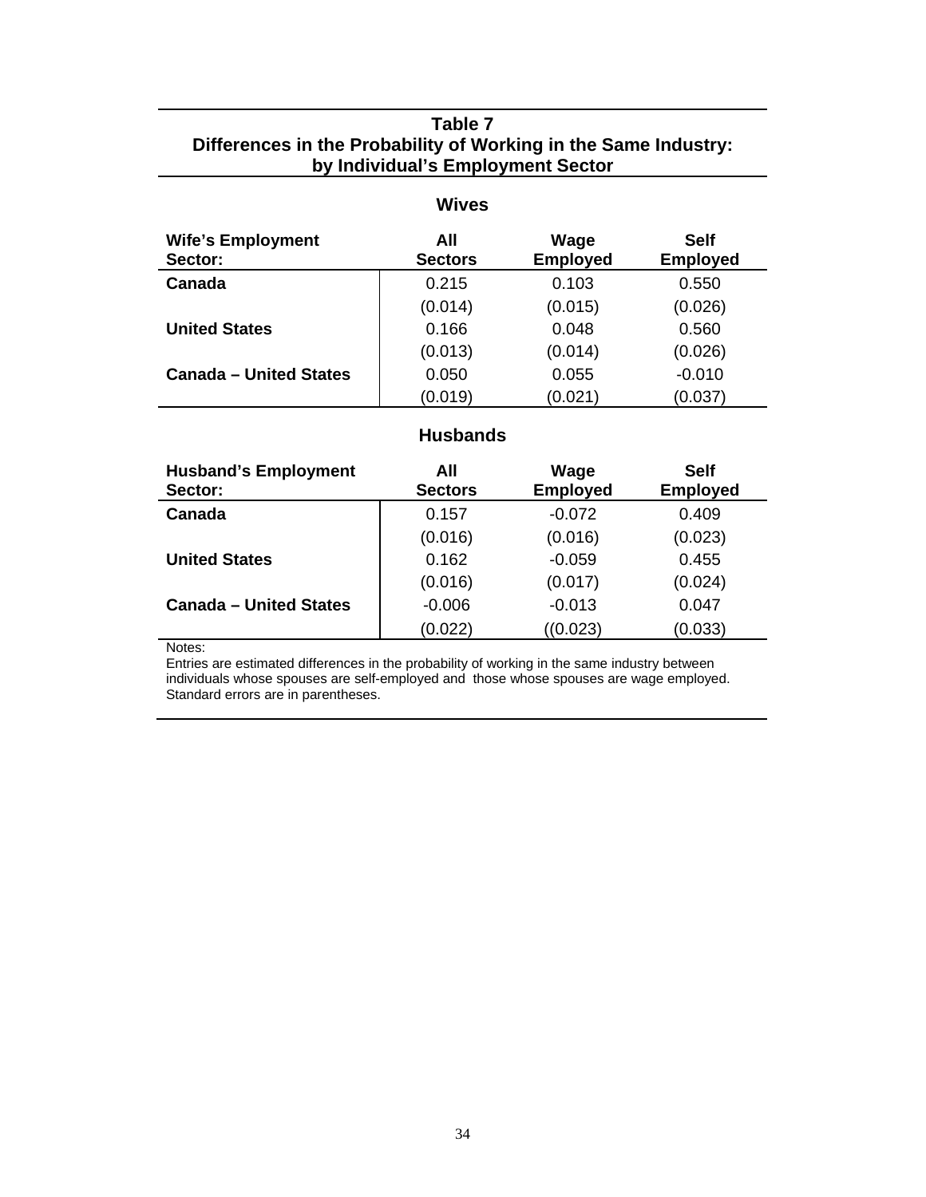**Table 7**
**Differences in the Probability of Working in the Same Industry: by Individual's Employment Sector**

**Wives**

| Wife's Employment Sector: | All Sectors | Wage Employed | Self Employed |
|---|---|---|---|
| **Canada** | 0.215 | 0.103 | 0.550 |
| | (0.014) | (0.015) | (0.026) |
| **United States** | 0.166 | 0.048 | 0.560 |
| | (0.013) | (0.014) | (0.026) |
| **Canada – United States** | 0.050 | 0.055 | -0.010 |
| | (0.019) | (0.021) | (0.037) |

**Husbands**

| Husband's Employment Sector: | All Sectors | Wage Employed | Self Employed |
|---|---|---|---|
| **Canada** | 0.157 | -0.072 | 0.409 |
| | (0.016) | (0.016) | (0.023) |
| **United States** | 0.162 | -0.059 | 0.455 |
| | (0.016) | (0.017) | (0.024) |
| **Canada – United States** | -0.006 | -0.013 | 0.047 |
| | (0.022) | ((0.023) | (0.033) |

Notes:
Entries are estimated differences in the probability of working in the same industry between individuals whose spouses are self-employed and those whose spouses are wage employed. Standard errors are in parentheses.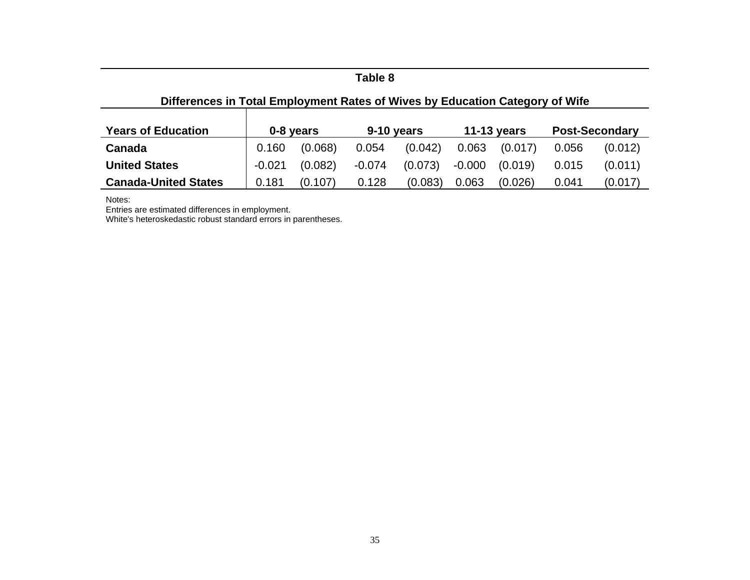**Table 8**

**Differences in Total Employment Rates of Wives by Education Category of Wife**

| Years of Education | 0-8 years | | 9-10 years | | 11-13 years | | Post-Secondary | |
|---|---|---|---|---|---|---|---|---|
| **Canada** | 0.160 | (0.068) | 0.054 | (0.042) | 0.063 | (0.017) | 0.056 | (0.012) |
| **United States** | -0.021 | (0.082) | -0.074 | (0.073) | -0.000 | (0.019) | 0.015 | (0.011) |
| **Canada-United States** | 0.181 | (0.107) | 0.128 | (0.083) | 0.063 | (0.026) | 0.041 | (0.017) |

Notes:
Entries are estimated differences in employment.
White's heteroskedastic robust standard errors in parentheses.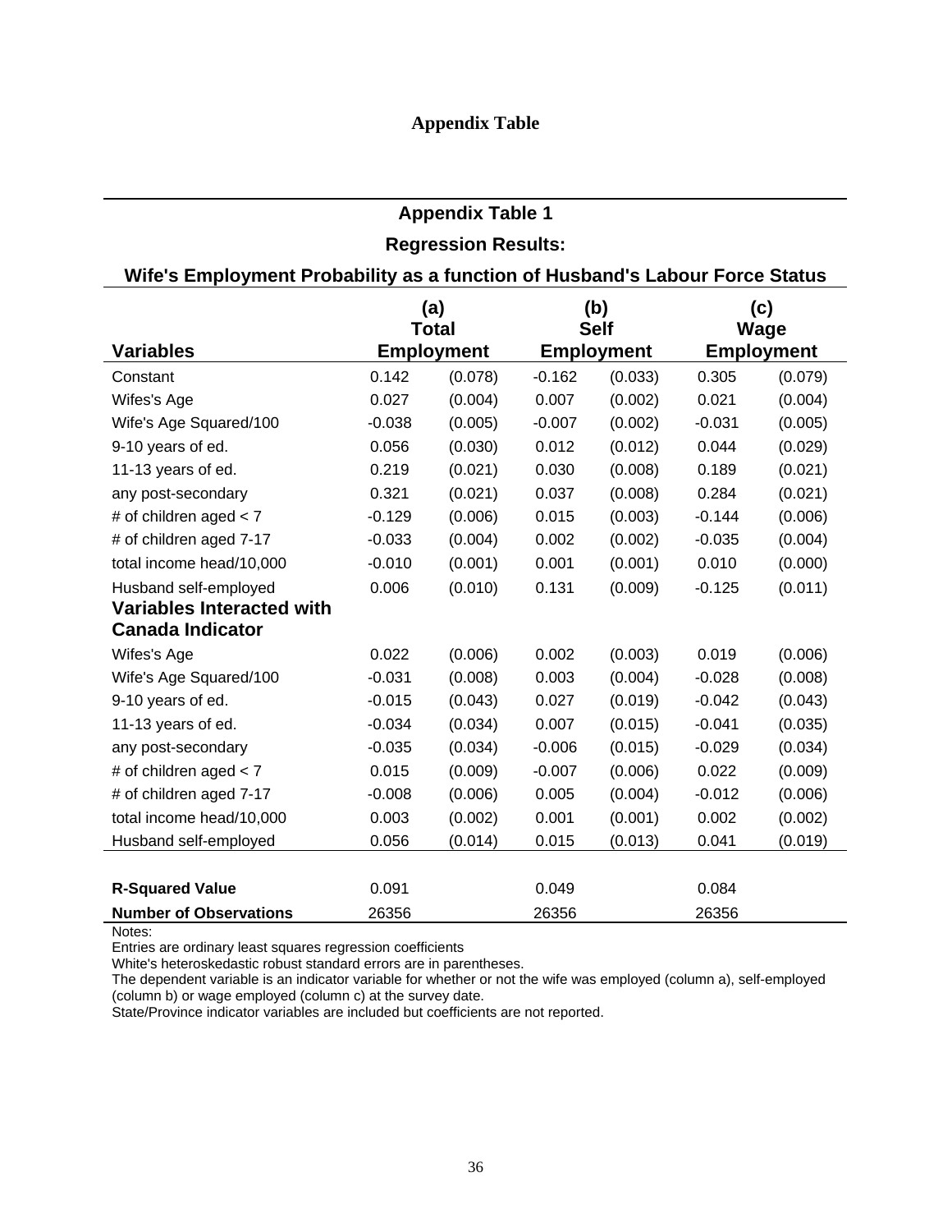# Appendix Table

## Appendix Table 1

### Regression Results:

### Wife's Employment Probability as a function of Husband's Labour Force Status

| Variables | (a) Total Employment | | (b) Self Employment | | (c) Wage Employment | |
|---|---|---|---|---|---|---|
| Constant | 0.142 | (0.078) | -0.162 | (0.033) | 0.305 | (0.079) |
| Wifes's Age | 0.027 | (0.004) | 0.007 | (0.002) | 0.021 | (0.004) |
| Wife's Age Squared/100 | -0.038 | (0.005) | -0.007 | (0.002) | -0.031 | (0.005) |
| 9-10 years of ed. | 0.056 | (0.030) | 0.012 | (0.012) | 0.044 | (0.029) |
| 11-13 years of ed. | 0.219 | (0.021) | 0.030 | (0.008) | 0.189 | (0.021) |
| any post-secondary | 0.321 | (0.021) | 0.037 | (0.008) | 0.284 | (0.021) |
| # of children aged < 7 | -0.129 | (0.006) | 0.015 | (0.003) | -0.144 | (0.006) |
| # of children aged 7-17 | -0.033 | (0.004) | 0.002 | (0.002) | -0.035 | (0.004) |
| total income head/10,000 | -0.010 | (0.001) | 0.001 | (0.001) | 0.010 | (0.000) |
| Husband self-employed | 0.006 | (0.010) | 0.131 | (0.009) | -0.125 | (0.011) |
| **Variables Interacted with Canada Indicator** | | | | | | |
| Wifes's Age | 0.022 | (0.006) | 0.002 | (0.003) | 0.019 | (0.006) |
| Wife's Age Squared/100 | -0.031 | (0.008) | 0.003 | (0.004) | -0.028 | (0.008) |
| 9-10 years of ed. | -0.015 | (0.043) | 0.027 | (0.019) | -0.042 | (0.043) |
| 11-13 years of ed. | -0.034 | (0.034) | 0.007 | (0.015) | -0.041 | (0.035) |
| any post-secondary | -0.035 | (0.034) | -0.006 | (0.015) | -0.029 | (0.034) |
| # of children aged < 7 | 0.015 | (0.009) | -0.007 | (0.006) | 0.022 | (0.009) |
| # of children aged 7-17 | -0.008 | (0.006) | 0.005 | (0.004) | -0.012 | (0.006) |
| total income head/10,000 | 0.003 | (0.002) | 0.001 | (0.001) | 0.002 | (0.002) |
| Husband self-employed | 0.056 | (0.014) | 0.015 | (0.013) | 0.041 | (0.019) |
| **R-Squared Value** | 0.091 | | 0.049 | | 0.084 | |
| **Number of Observations** | 26356 | | 26356 | | 26356 | |

Notes:
Entries are ordinary least squares regression coefficients
White's heteroskedastic robust standard errors are in parentheses.
The dependent variable is an indicator variable for whether or not the wife was employed (column a), self-employed (column b) or wage employed (column c) at the survey date.
State/Province indicator variables are included but coefficients are not reported.